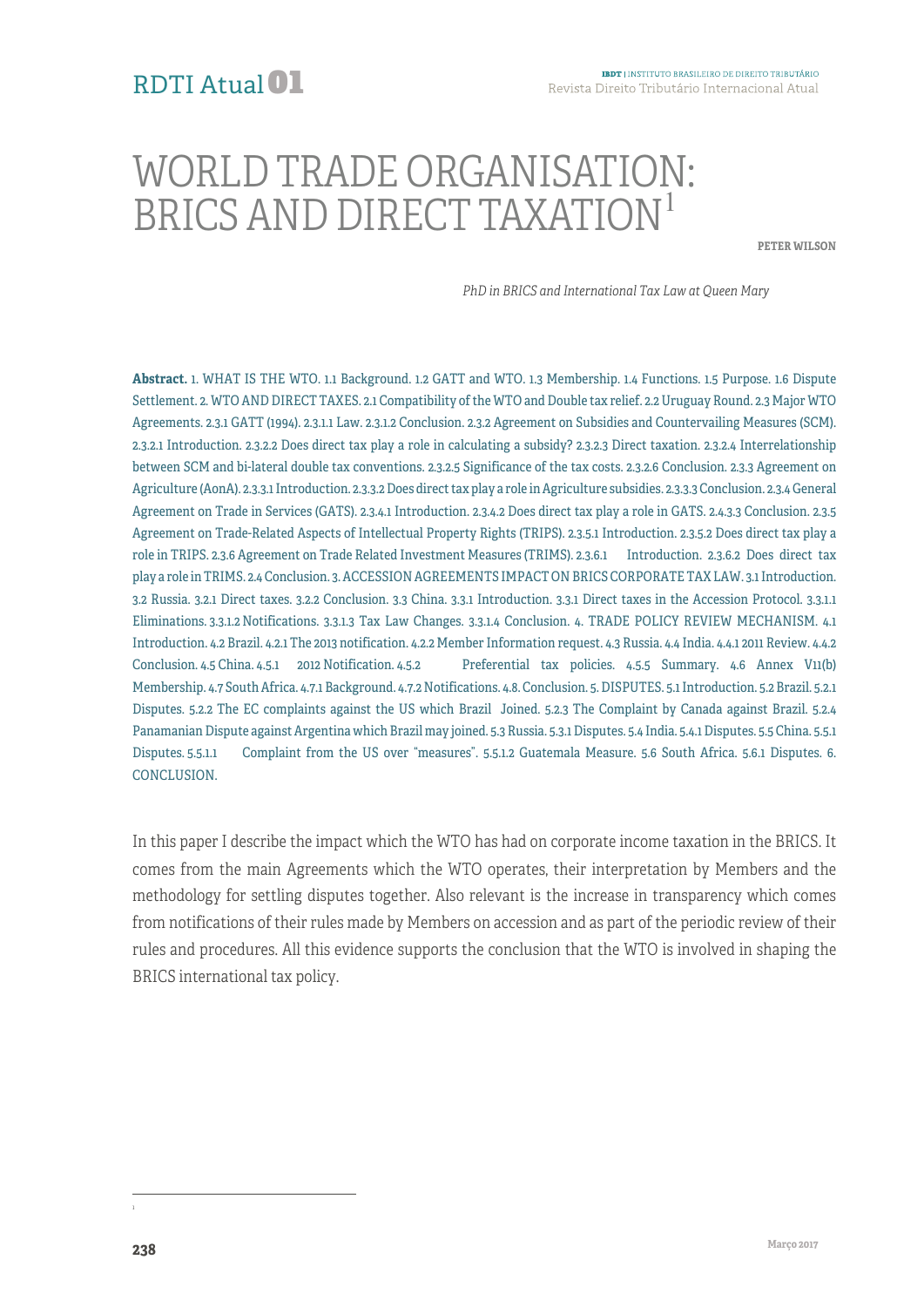# WORLD TRADE ORGANISATION: BRICS AND DIRECT TAXATION[1]

**PETER WILSON**

*PhD in BRICS and International Tax Law at Queen Mary*

**Abstract.** 1. WHAT IS THE WTO. 1.1 Background. 1.2 GATT and WTO. 1.3 Membership. 1.4 Functions. 1.5 Purpose. 1.6 Dispute Settlement. 2. WTO AND DIRECT TAXES. 2.1 Compatibility of the WTO and Double tax relief. 2.2 Uruguay Round. 2.3 Major WTO Agreements. 2.3.1 GATT (1994). 2.3.1.1 Law. 2.3.1.2 Conclusion. 2.3.2 Agreement on Subsidies and Countervailing Measures (SCM). 2.3.2.1 Introduction. 2.3.2.2 Does direct tax play a role in calculating a subsidy? 2.3.2.3 Direct taxation. 2.3.2.4 Interrelationship between SCM and bi-lateral double tax conventions. 2.3.2.5 Significance of the tax costs. 2.3.2.6 Conclusion. 2.3.3 Agreement on Agriculture (AonA). 2.3.3.1 Introduction. 2.3.3.2 Does direct tax play a role in Agriculture subsidies. 2.3.3.3 Conclusion. 2.3.4 General Agreement on Trade in Services (GATS). 2.3.4.1 Introduction. 2.3.4.2 Does direct tax play a role in GATS. 2.4.3.3 Conclusion. 2.3.5 Agreement on Trade-Related Aspects of Intellectual Property Rights (TRIPS). 2.3.5.1 Introduction. 2.3.5.2 Does direct tax play a role in TRIPS. 2.3.6 Agreement on Trade Related Investment Measures (TRIMS). 2.3.6.1 Introduction. 2.3.6.2 Does direct tax play a role in TRIMS. 2.4 Conclusion. 3. ACCESSION AGREEMENTS IMPACT ON BRICS CORPORATE TAX LAW. 3.1 Introduction. 3.2 Russia. 3.2.1 Direct taxes. 3.2.2 Conclusion. 3.3 China. 3.3.1 Introduction. 3.3.1 Direct taxes in the Accession Protocol. 3.3.1.1 Eliminations. 3.3.1.2 Notifications. 3.3.1.3 Tax Law Changes. 3.3.1.4 Conclusion. 4. TRADE POLICY REVIEW MECHANISM. 4.1 Introduction. 4.2 Brazil. 4.2.1 The 2013 notification. 4.2.2 Member Information request. 4.3 Russia. 4.4 India. 4.4.1 2011 Review. 4.4.2 Conclusion. 4.5 China. 4.5.1 2012 Notification. 4.5.2 Preferential tax policies. 4.5.5 Summary. 4.6 Annex V11(b) Membership. 4.7 South Africa. 4.7.1 Background. 4.7.2 Notifications. 4.8. Conclusion. 5. DISPUTES. 5.1 Introduction. 5.2 Brazil. 5.2.1 Disputes. 5.2.2 The EC complaints against the US which Brazil Joined. 5.2.3 The Complaint by Canada against Brazil. 5.2.4 Panamanian Dispute against Argentina which Brazil may joined. 5.3 Russia. 5.3.1 Disputes. 5.4 India. 5.4.1 Disputes. 5.5 China. 5.5.1 Disputes. 5.5.1.1 Complaint from the US over "measures". 5.5.1.2 Guatemala Measure. 5.6 South Africa. 5.6.1 Disputes. 6. CONCLUSION.

In this paper I describe the impact which the WTO has had on corporate income taxation in the BRICS. It comes from the main Agreements which the WTO operates, their interpretation by Members and the methodology for settling disputes together. Also relevant is the increase in transparency which comes from notifications of their rules made by Members on accession and as part of the periodic review of their rules and procedures. All this evidence supports the conclusion that the WTO is involved in shaping the BRICS international tax policy.

[1]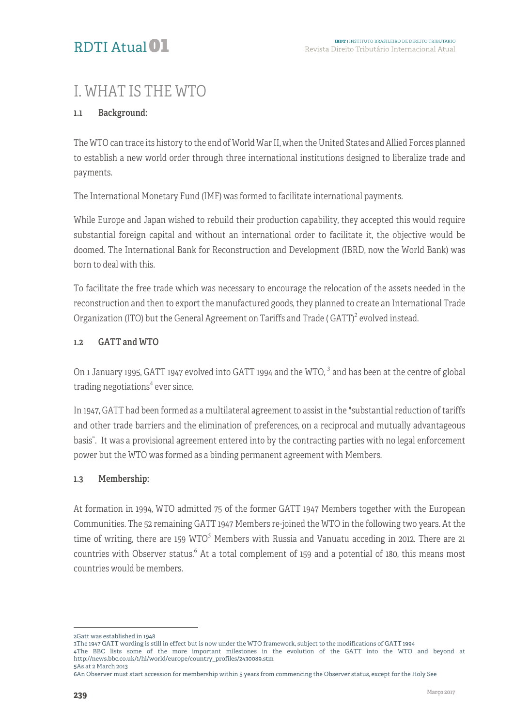# I. WHAT IS THE WTO

## 1.1 Background:

The WTO can trace its history to the end of World War II, when the United States and Allied Forces planned to establish a new world order through three international institutions designed to liberalize trade and payments.

The International Monetary Fund (IMF) was formed to facilitate international payments.

While Europe and Japan wished to rebuild their production capability, they accepted this would require substantial foreign capital and without an international order to facilitate it, the objective would be doomed. The International Bank for Reconstruction and Development (IBRD, now the World Bank) was born to deal with this.

To facilitate the free trade which was necessary to encourage the relocation of the assets needed in the reconstruction and then to export the manufactured goods, they planned to create an International Trade Organization (ITO) but the General Agreement on Tariffs and Trade ( GATT)[2] evolved instead.

## 1.2 GATT and WTO

On 1 January 1995, GATT 1947 evolved into GATT 1994 and the WTO, [3] and has been at the centre of global trading negotiations[4] ever since.

In 1947, GATT had been formed as a multilateral agreement to assist in the "substantial reduction of tariffs and other trade barriers and the elimination of preferences, on a reciprocal and mutually advantageous basis". It was a provisional agreement entered into by the contracting parties with no legal enforcement power but the WTO was formed as a binding permanent agreement with Members.

## 1.3 Membership:

At formation in 1994, WTO admitted 75 of the former GATT 1947 Members together with the European Communities. The 52 remaining GATT 1947 Members re-joined the WTO in the following two years. At the time of writing, there are 159 WTO[5] Members with Russia and Vanuatu acceding in 2012. There are 21 countries with Observer status.[6] At a total complement of 159 and a potential of 180, this means most countries would be members.

---

2Gatt was established in 1948

3The 1947 GATT wording is still in effect but is now under the WTO framework, subject to the modifications of GATT 1994

4The BBC lists some of the more important milestones in the evolution of the GATT into the WTO and beyond at http://news.bbc.co.uk/1/hi/world/europe/country_profiles/2430089.stm

5As at 2 March 2013

6An Observer must start accession for membership within 5 years from commencing the Observer status, except for the Holy See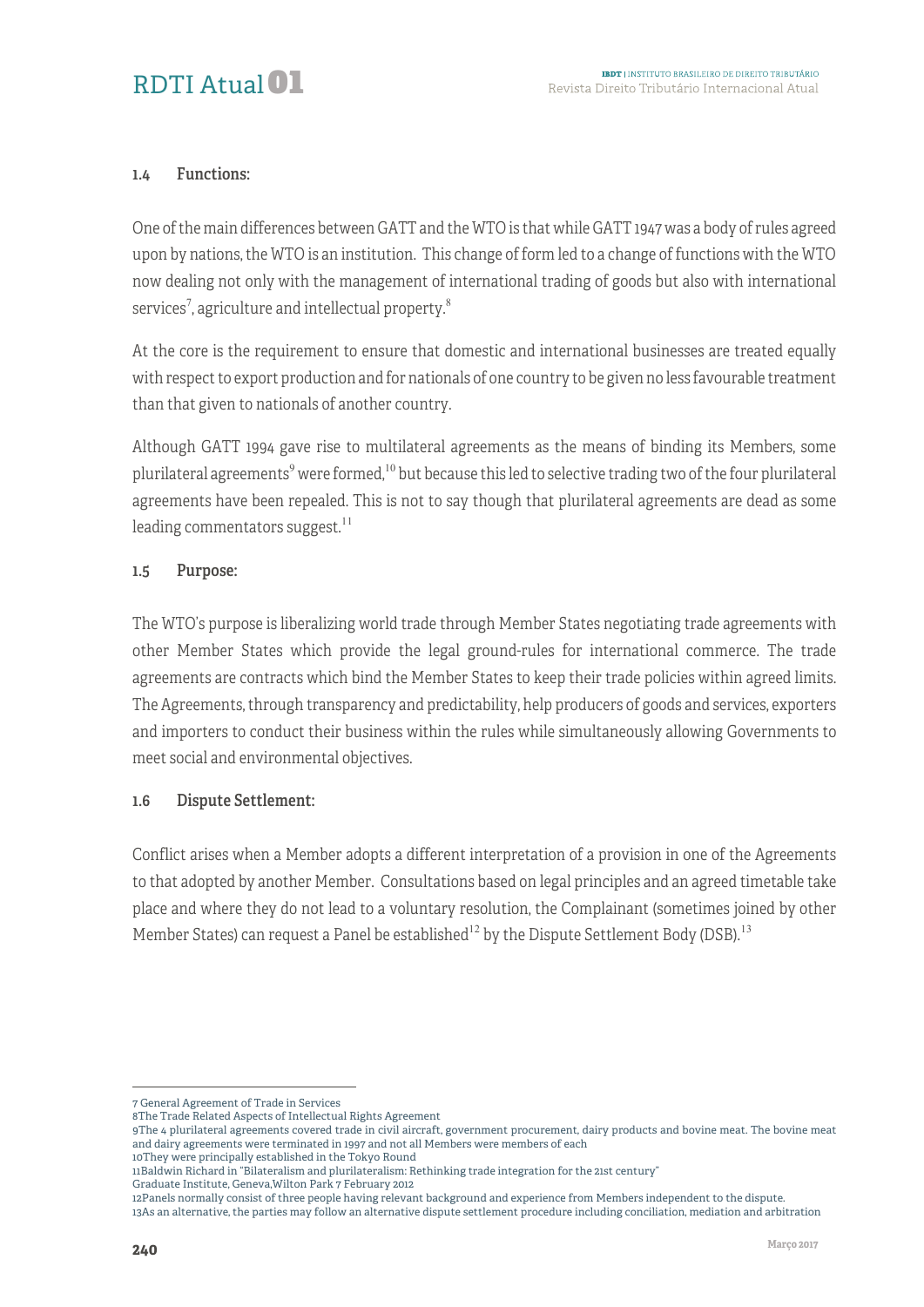### 1.4 Functions:

One of the main differences between GATT and the WTO is that while GATT 1947 was a body of rules agreed upon by nations, the WTO is an institution. This change of form led to a change of functions with the WTO now dealing not only with the management of international trading of goods but also with international services[7], agriculture and intellectual property.[8]

At the core is the requirement to ensure that domestic and international businesses are treated equally with respect to export production and for nationals of one country to be given no less favourable treatment than that given to nationals of another country.

Although GATT 1994 gave rise to multilateral agreements as the means of binding its Members, some plurilateral agreements[9] were formed,[10] but because this led to selective trading two of the four plurilateral agreements have been repealed. This is not to say though that plurilateral agreements are dead as some leading commentators suggest.[11]

### 1.5 Purpose:

The WTO's purpose is liberalizing world trade through Member States negotiating trade agreements with other Member States which provide the legal ground-rules for international commerce. The trade agreements are contracts which bind the Member States to keep their trade policies within agreed limits. The Agreements, through transparency and predictability, help producers of goods and services, exporters and importers to conduct their business within the rules while simultaneously allowing Governments to meet social and environmental objectives.

### 1.6 Dispute Settlement:

Conflict arises when a Member adopts a different interpretation of a provision in one of the Agreements to that adopted by another Member. Consultations based on legal principles and an agreed timetable take place and where they do not lead to a voluntary resolution, the Complainant (sometimes joined by other Member States) can request a Panel be established[12] by the Dispute Settlement Body (DSB).[13]

---

7 General Agreement of Trade in Services

8 The Trade Related Aspects of Intellectual Rights Agreement

9 The 4 plurilateral agreements covered trade in civil aircraft, government procurement, dairy products and bovine meat. The bovine meat and dairy agreements were terminated in 1997 and not all Members were members of each

10 They were principally established in the Tokyo Round

11 Baldwin Richard in "Bilateralism and plurilateralism: Rethinking trade integration for the 21st century" Graduate Institute, Geneva,Wilton Park 7 February 2012

12 Panels normally consist of three people having relevant background and experience from Members independent to the dispute.

13 As an alternative, the parties may follow an alternative dispute settlement procedure including conciliation, mediation and arbitration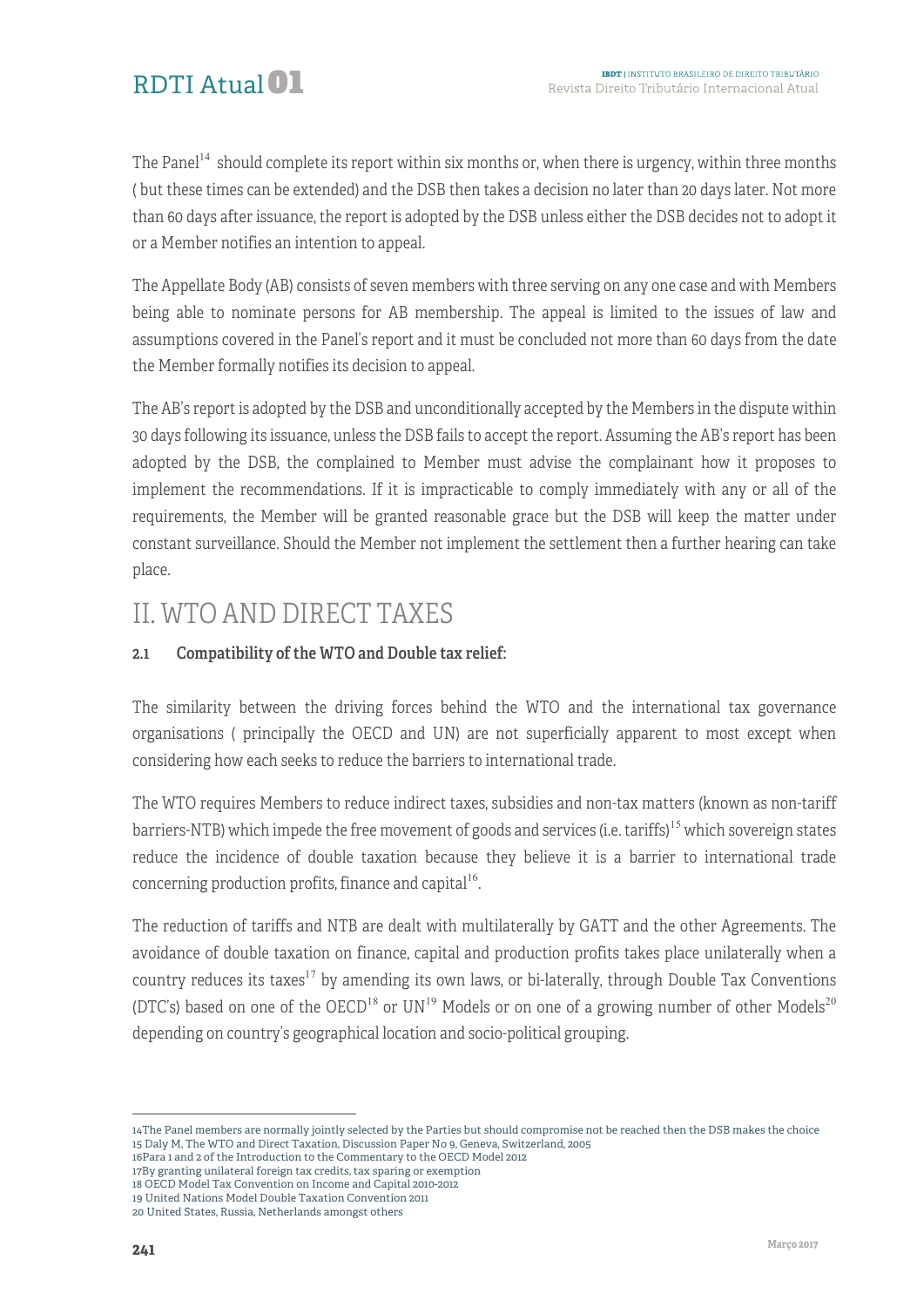The Panel[14] should complete its report within six months or, when there is urgency, within three months ( but these times can be extended) and the DSB then takes a decision no later than 20 days later. Not more than 60 days after issuance, the report is adopted by the DSB unless either the DSB decides not to adopt it or a Member notifies an intention to appeal.

The Appellate Body (AB) consists of seven members with three serving on any one case and with Members being able to nominate persons for AB membership. The appeal is limited to the issues of law and assumptions covered in the Panel's report and it must be concluded not more than 60 days from the date the Member formally notifies its decision to appeal.

The AB's report is adopted by the DSB and unconditionally accepted by the Members in the dispute within 30 days following its issuance, unless the DSB fails to accept the report. Assuming the AB's report has been adopted by the DSB, the complained to Member must advise the complainant how it proposes to implement the recommendations. If it is impracticable to comply immediately with any or all of the requirements, the Member will be granted reasonable grace but the DSB will keep the matter under constant surveillance. Should the Member not implement the settlement then a further hearing can take place.

# II. WTO AND DIRECT TAXES

### 2.1 Compatibility of the WTO and Double tax relief:

The similarity between the driving forces behind the WTO and the international tax governance organisations ( principally the OECD and UN) are not superficially apparent to most except when considering how each seeks to reduce the barriers to international trade.

The WTO requires Members to reduce indirect taxes, subsidies and non-tax matters (known as non-tariff barriers-NTB) which impede the free movement of goods and services (i.e. tariffs)[15] which sovereign states reduce the incidence of double taxation because they believe it is a barrier to international trade concerning production profits, finance and capital[16].

The reduction of tariffs and NTB are dealt with multilaterally by GATT and the other Agreements. The avoidance of double taxation on finance, capital and production profits takes place unilaterally when a country reduces its taxes[17] by amending its own laws, or bi-laterally, through Double Tax Conventions (DTC's) based on one of the OECD[18] or UN[19] Models or on one of a growing number of other Models[20] depending on country's geographical location and socio-political grouping.

---

14The Panel members are normally jointly selected by the Parties but should compromise not be reached then the DSB makes the choice

15 Daly M, The WTO and Direct Taxation, Discussion Paper No 9, Geneva, Switzerland, 2005

16Para 1 and 2 of the Introduction to the Commentary to the OECD Model 2012

17By granting unilateral foreign tax credits, tax sparing or exemption

18 OECD Model Tax Convention on Income and Capital 2010-2012

19 United Nations Model Double Taxation Convention 2011

20 United States, Russia, Netherlands amongst others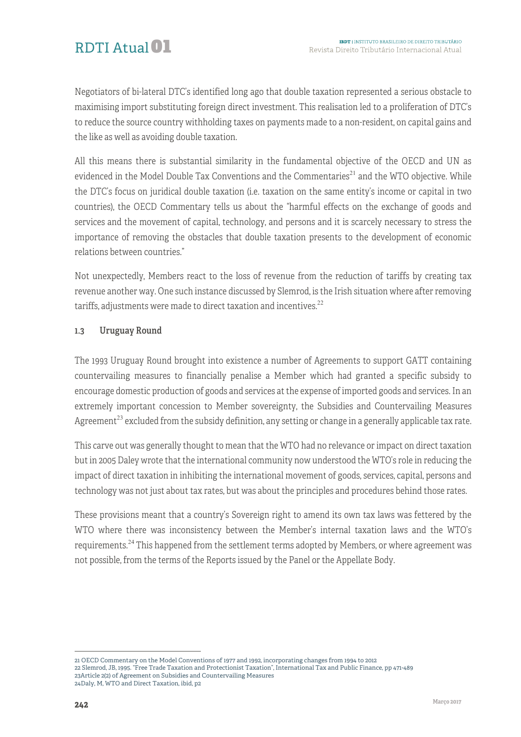Negotiators of bi-lateral DTC's identified long ago that double taxation represented a serious obstacle to maximising import substituting foreign direct investment. This realisation led to a proliferation of DTC's to reduce the source country withholding taxes on payments made to a non-resident, on capital gains and the like as well as avoiding double taxation.

All this means there is substantial similarity in the fundamental objective of the OECD and UN as evidenced in the Model Double Tax Conventions and the Commentaries[21] and the WTO objective. While the DTC's focus on juridical double taxation (i.e. taxation on the same entity's income or capital in two countries), the OECD Commentary tells us about the "harmful effects on the exchange of goods and services and the movement of capital, technology, and persons and it is scarcely necessary to stress the importance of removing the obstacles that double taxation presents to the development of economic relations between countries."

Not unexpectedly, Members react to the loss of revenue from the reduction of tariffs by creating tax revenue another way. One such instance discussed by Slemrod, is the Irish situation where after removing tariffs, adjustments were made to direct taxation and incentives.[22]

### 1.3 Uruguay Round

The 1993 Uruguay Round brought into existence a number of Agreements to support GATT containing countervailing measures to financially penalise a Member which had granted a specific subsidy to encourage domestic production of goods and services at the expense of imported goods and services. In an extremely important concession to Member sovereignty, the Subsidies and Countervailing Measures Agreement[23] excluded from the subsidy definition, any setting or change in a generally applicable tax rate.

This carve out was generally thought to mean that the WTO had no relevance or impact on direct taxation but in 2005 Daley wrote that the international community now understood the WTO's role in reducing the impact of direct taxation in inhibiting the international movement of goods, services, capital, persons and technology was not just about tax rates, but was about the principles and procedures behind those rates.

These provisions meant that a country's Sovereign right to amend its own tax laws was fettered by the WTO where there was inconsistency between the Member's internal taxation laws and the WTO's requirements.[24] This happened from the settlement terms adopted by Members, or where agreement was not possible, from the terms of the Reports issued by the Panel or the Appellate Body.

---

21 OECD Commentary on the Model Conventions of 1977 and 1992, incorporating changes from 1994 to 2012

22 Slemrod, JB, 1995. "Free Trade Taxation and Protectionist Taxation", International Tax and Public Finance, pp 471-489

23 Article 2(2) of Agreement on Subsidies and Countervailing Measures

24 Daly, M, WTO and Direct Taxation, ibid, p2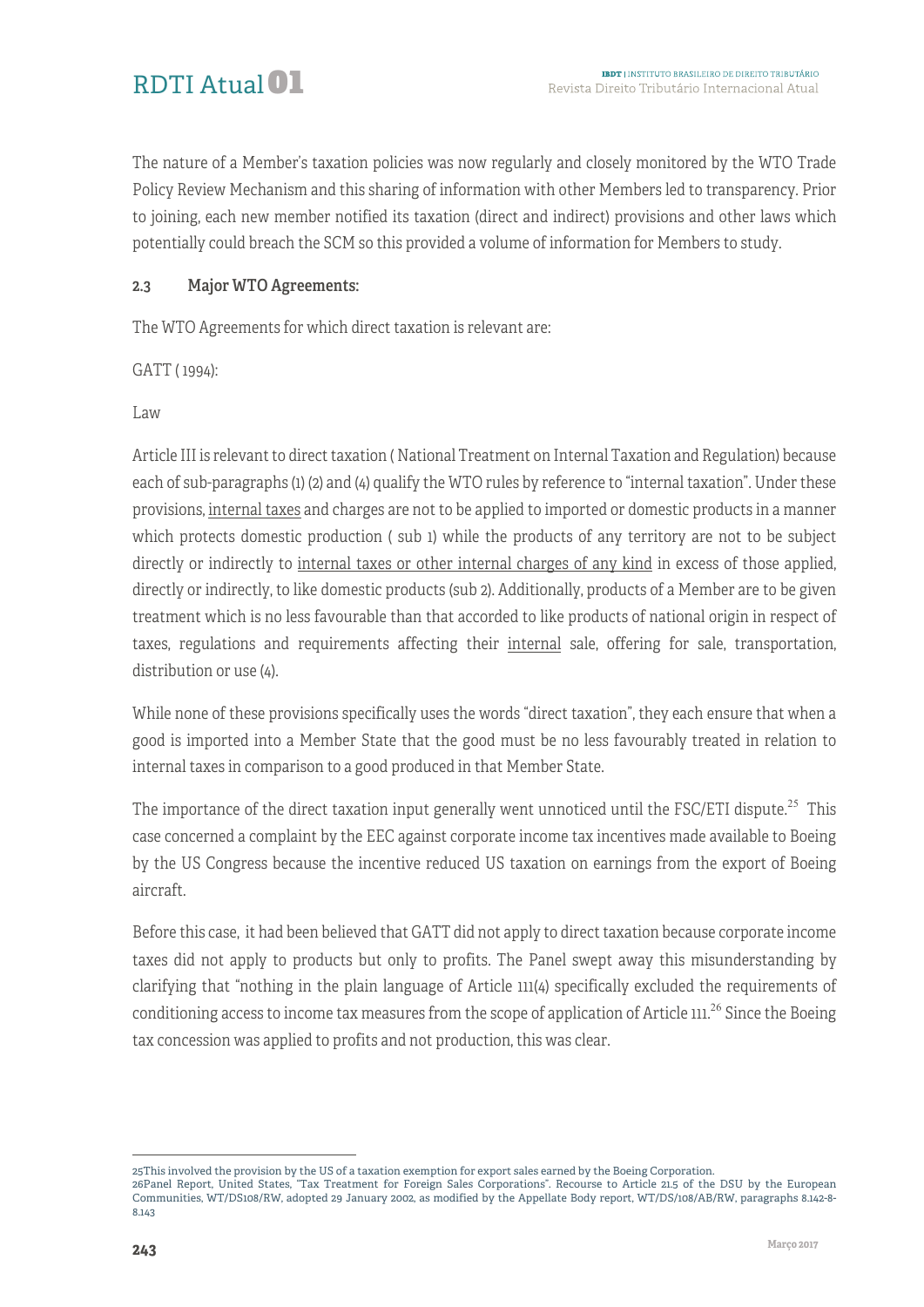The nature of a Member's taxation policies was now regularly and closely monitored by the WTO Trade Policy Review Mechanism and this sharing of information with other Members led to transparency. Prior to joining, each new member notified its taxation (direct and indirect) provisions and other laws which potentially could breach the SCM so this provided a volume of information for Members to study.

### 2.3 Major WTO Agreements:

The WTO Agreements for which direct taxation is relevant are:

GATT ( 1994):

Law

Article III is relevant to direct taxation ( National Treatment on Internal Taxation and Regulation) because each of sub-paragraphs (1) (2) and (4) qualify the WTO rules by reference to "internal taxation". Under these provisions, <u>internal taxes</u> and charges are not to be applied to imported or domestic products in a manner which protects domestic production ( sub 1) while the products of any territory are not to be subject directly or indirectly to <u>internal taxes or other internal charges of any kind</u> in excess of those applied, directly or indirectly, to like domestic products (sub 2). Additionally, products of a Member are to be given treatment which is no less favourable than that accorded to like products of national origin in respect of taxes, regulations and requirements affecting their <u>internal</u> sale, offering for sale, transportation, distribution or use (4).

While none of these provisions specifically uses the words "direct taxation", they each ensure that when a good is imported into a Member State that the good must be no less favourably treated in relation to internal taxes in comparison to a good produced in that Member State.

The importance of the direct taxation input generally went unnoticed until the FSC/ETI dispute.[25] This case concerned a complaint by the EEC against corporate income tax incentives made available to Boeing by the US Congress because the incentive reduced US taxation on earnings from the export of Boeing aircraft.

Before this case, it had been believed that GATT did not apply to direct taxation because corporate income taxes did not apply to products but only to profits. The Panel swept away this misunderstanding by clarifying that "nothing in the plain language of Article 111(4) specifically excluded the requirements of conditioning access to income tax measures from the scope of application of Article 111.[26] Since the Boeing tax concession was applied to profits and not production, this was clear.

---

25This involved the provision by the US of a taxation exemption for export sales earned by the Boeing Corporation.

26Panel Report, United States, "Tax Treatment for Foreign Sales Corporations". Recourse to Article 21.5 of the DSU by the European Communities, WT/DS108/RW, adopted 29 January 2002, as modified by the Appellate Body report, WT/DS/108/AB/RW, paragraphs 8.142-8-8.143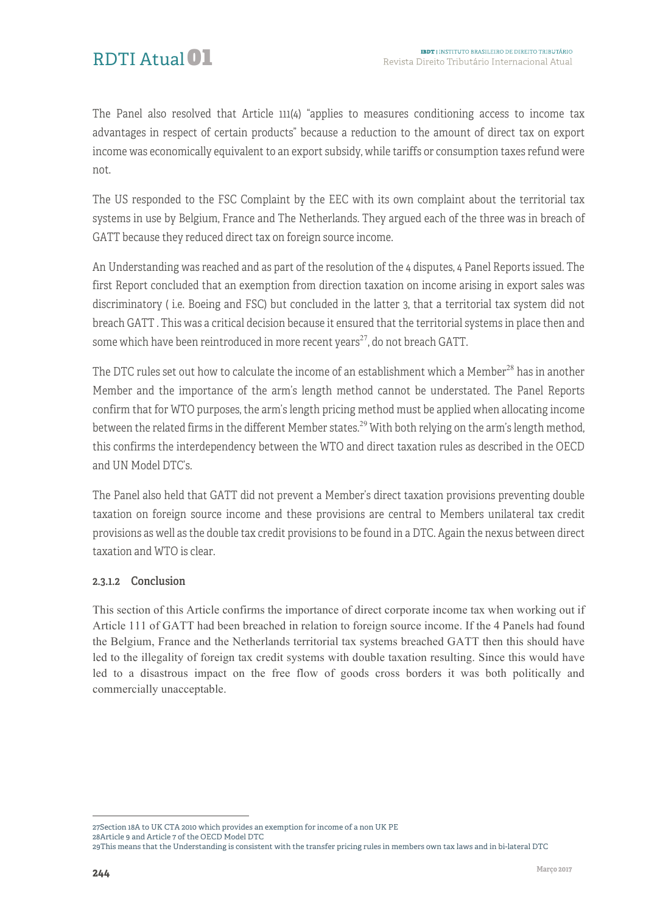The Panel also resolved that Article 111(4) "applies to measures conditioning access to income tax advantages in respect of certain products" because a reduction to the amount of direct tax on export income was economically equivalent to an export subsidy, while tariffs or consumption taxes refund were not.

The US responded to the FSC Complaint by the EEC with its own complaint about the territorial tax systems in use by Belgium, France and The Netherlands. They argued each of the three was in breach of GATT because they reduced direct tax on foreign source income.

An Understanding was reached and as part of the resolution of the 4 disputes, 4 Panel Reports issued. The first Report concluded that an exemption from direction taxation on income arising in export sales was discriminatory ( i.e. Boeing and FSC) but concluded in the latter 3, that a territorial tax system did not breach GATT . This was a critical decision because it ensured that the territorial systems in place then and some which have been reintroduced in more recent years[27], do not breach GATT.

The DTC rules set out how to calculate the income of an establishment which a Member[28] has in another Member and the importance of the arm's length method cannot be understated. The Panel Reports confirm that for WTO purposes, the arm's length pricing method must be applied when allocating income between the related firms in the different Member states.[29] With both relying on the arm's length method, this confirms the interdependency between the WTO and direct taxation rules as described in the OECD and UN Model DTC's.

The Panel also held that GATT did not prevent a Member's direct taxation provisions preventing double taxation on foreign source income and these provisions are central to Members unilateral tax credit provisions as well as the double tax credit provisions to be found in a DTC. Again the nexus between direct taxation and WTO is clear.

#### 2.3.1.2 Conclusion

This section of this Article confirms the importance of direct corporate income tax when working out if Article 111 of GATT had been breached in relation to foreign source income. If the 4 Panels had found the Belgium, France and the Netherlands territorial tax systems breached GATT then this should have led to the illegality of foreign tax credit systems with double taxation resulting. Since this would have led to a disastrous impact on the free flow of goods cross borders it was both politically and commercially unacceptable.

---

27Section 18A to UK CTA 2010 which provides an exemption for income of a non UK PE

28Article 9 and Article 7 of the OECD Model DTC

29This means that the Understanding is consistent with the transfer pricing rules in members own tax laws and in bi-lateral DTC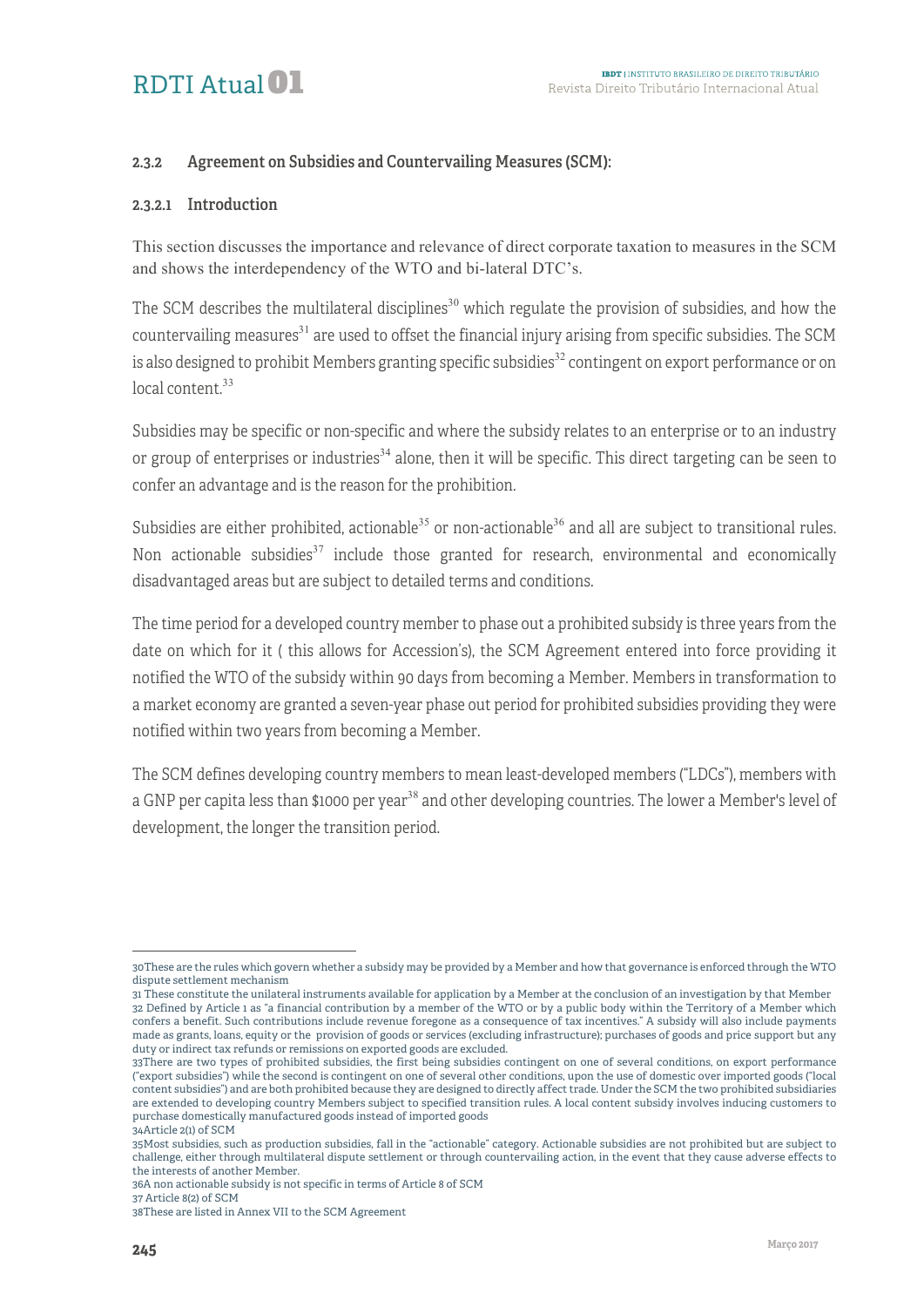### 2.3.2 Agreement on Subsidies and Countervailing Measures (SCM):

#### 2.3.2.1 Introduction

This section discusses the importance and relevance of direct corporate taxation to measures in the SCM and shows the interdependency of the WTO and bi-lateral DTC's.

The SCM describes the multilateral disciplines[30] which regulate the provision of subsidies, and how the countervailing measures[31] are used to offset the financial injury arising from specific subsidies. The SCM is also designed to prohibit Members granting specific subsidies[32] contingent on export performance or on local content.[33]

Subsidies may be specific or non-specific and where the subsidy relates to an enterprise or to an industry or group of enterprises or industries[34] alone, then it will be specific. This direct targeting can be seen to confer an advantage and is the reason for the prohibition.

Subsidies are either prohibited, actionable[35] or non-actionable[36] and all are subject to transitional rules. Non actionable subsidies[37] include those granted for research, environmental and economically disadvantaged areas but are subject to detailed terms and conditions.

The time period for a developed country member to phase out a prohibited subsidy is three years from the date on which for it ( this allows for Accession's), the SCM Agreement entered into force providing it notified the WTO of the subsidy within 90 days from becoming a Member. Members in transformation to a market economy are granted a seven-year phase out period for prohibited subsidies providing they were notified within two years from becoming a Member.

The SCM defines developing country members to mean least-developed members ("LDCs"), members with a GNP per capita less than $1000 per year[38] and other developing countries. The lower a Member's level of development, the longer the transition period.

---

30These are the rules which govern whether a subsidy may be provided by a Member and how that governance is enforced through the WTO dispute settlement mechanism

31 These constitute the unilateral instruments available for application by a Member at the conclusion of an investigation by that Member

32 Defined by Article 1 as "a financial contribution by a member of the WTO or by a public body within the Territory of a Member which confers a benefit. Such contributions include revenue foregone as a consequence of tax incentives." A subsidy will also include payments made as grants, loans, equity or the provision of goods or services (excluding infrastructure); purchases of goods and price support but any duty or indirect tax refunds or remissions on exported goods are excluded.

33There are two types of prohibited subsidies, the first being subsidies contingent on one of several conditions, on export performance ("export subsidies") while the second is contingent on one of several other conditions, upon the use of domestic over imported goods ("local content subsidies") and are both prohibited because they are designed to directly affect trade. Under the SCM the two prohibited subsidiaries are extended to developing country Members subject to specified transition rules. A local content subsidy involves inducing customers to purchase domestically manufactured goods instead of imported goods

34Article 2(1) of SCM

35Most subsidies, such as production subsidies, fall in the "actionable" category. Actionable subsidies are not prohibited but are subject to challenge, either through multilateral dispute settlement or through countervailing action, in the event that they cause adverse effects to the interests of another Member.

36A non actionable subsidy is not specific in terms of Article 8 of SCM

37 Article 8(2) of SCM

38These are listed in Annex VII to the SCM Agreement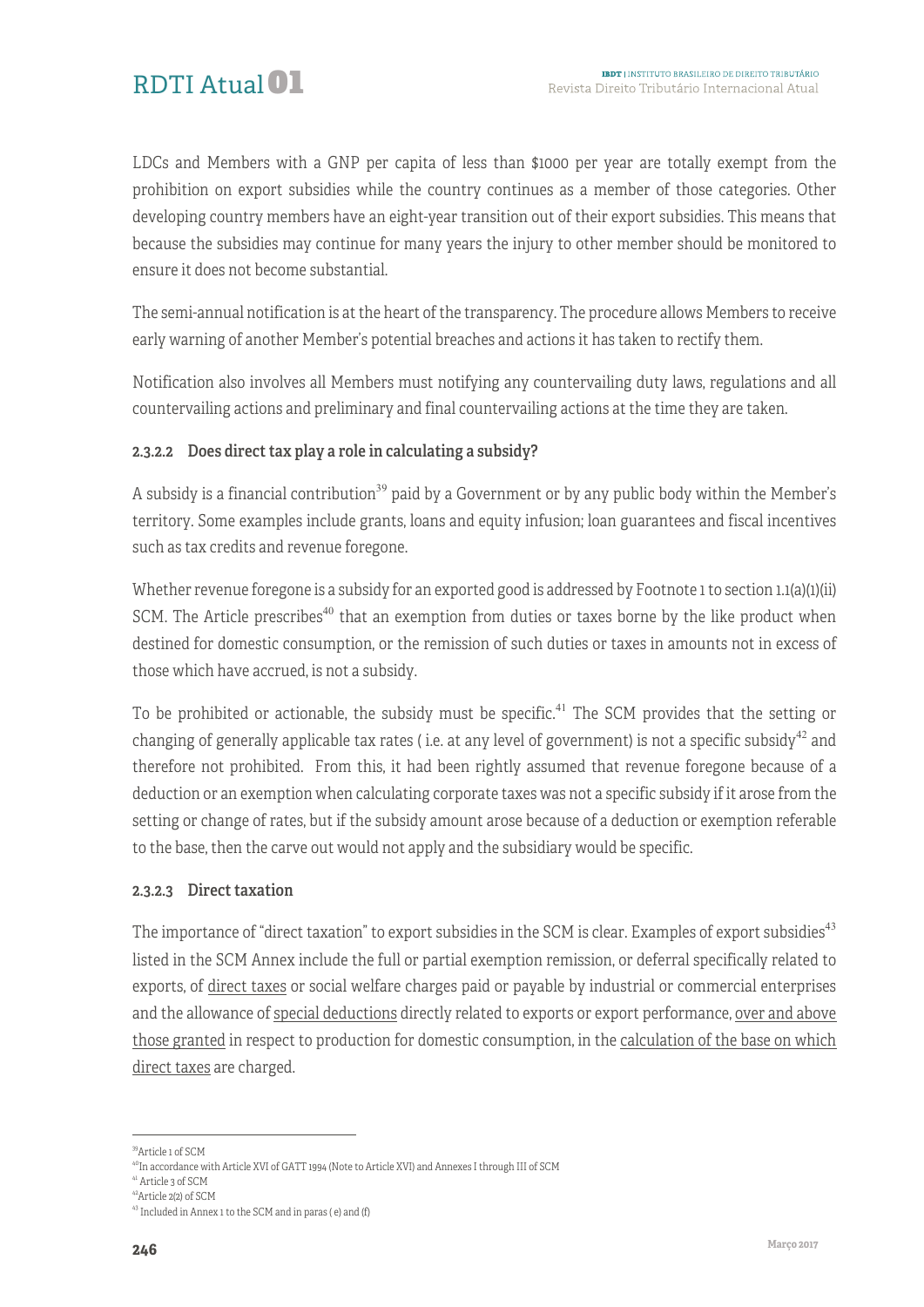LDCs and Members with a GNP per capita of less than $1000 per year are totally exempt from the prohibition on export subsidies while the country continues as a member of those categories. Other developing country members have an eight-year transition out of their export subsidies. This means that because the subsidies may continue for many years the injury to other member should be monitored to ensure it does not become substantial.

The semi-annual notification is at the heart of the transparency. The procedure allows Members to receive early warning of another Member's potential breaches and actions it has taken to rectify them.

Notification also involves all Members must notifying any countervailing duty laws, regulations and all countervailing actions and preliminary and final countervailing actions at the time they are taken.

#### 2.3.2.2 Does direct tax play a role in calculating a subsidy?

A subsidy is a financial contribution[39] paid by a Government or by any public body within the Member's territory. Some examples include grants, loans and equity infusion; loan guarantees and fiscal incentives such as tax credits and revenue foregone.

Whether revenue foregone is a subsidy for an exported good is addressed by Footnote 1 to section 1.1(a)(1)(ii) SCM. The Article prescribes[40] that an exemption from duties or taxes borne by the like product when destined for domestic consumption, or the remission of such duties or taxes in amounts not in excess of those which have accrued, is not a subsidy.

To be prohibited or actionable, the subsidy must be specific.[41] The SCM provides that the setting or changing of generally applicable tax rates ( i.e. at any level of government) is not a specific subsidy[42] and therefore not prohibited. From this, it had been rightly assumed that revenue foregone because of a deduction or an exemption when calculating corporate taxes was not a specific subsidy if it arose from the setting or change of rates, but if the subsidy amount arose because of a deduction or exemption referable to the base, then the carve out would not apply and the subsidiary would be specific.

#### 2.3.2.3 Direct taxation

The importance of "direct taxation" to export subsidies in the SCM is clear. Examples of export subsidies[43] listed in the SCM Annex include the full or partial exemption remission, or deferral specifically related to exports, of <u>direct taxes</u> or social welfare charges paid or payable by industrial or commercial enterprises and the allowance of <u>special deductions</u> directly related to exports or export performance, <u>over and above those granted</u> in respect to production for domestic consumption, in the <u>calculation of the base on which direct taxes</u> are charged.

---

[39] Article 1 of SCM

[40] In accordance with Article XVI of GATT 1994 (Note to Article XVI) and Annexes I through III of SCM

[41] Article 3 of SCM

[42] Article 2(2) of SCM

[43] Included in Annex 1 to the SCM and in paras ( e) and (f)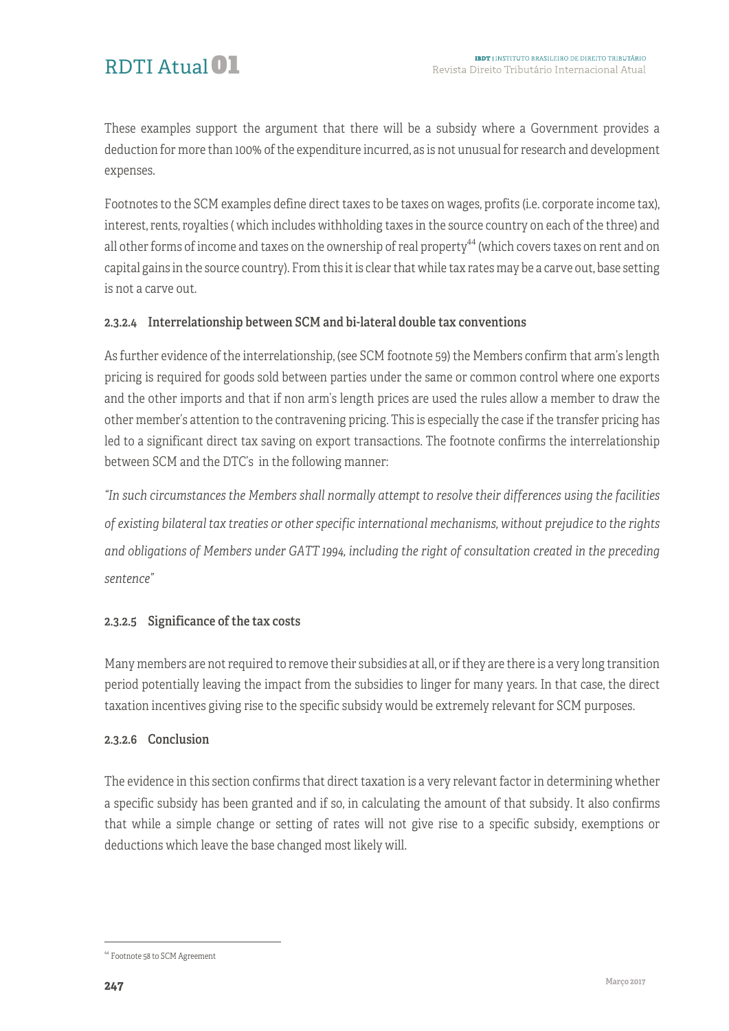These examples support the argument that there will be a subsidy where a Government provides a deduction for more than 100% of the expenditure incurred, as is not unusual for research and development expenses.

Footnotes to the SCM examples define direct taxes to be taxes on wages, profits (i.e. corporate income tax), interest, rents, royalties ( which includes withholding taxes in the source country on each of the three) and all other forms of income and taxes on the ownership of real property[44] (which covers taxes on rent and on capital gains in the source country). From this it is clear that while tax rates may be a carve out, base setting is not a carve out.

#### 2.3.2.4 Interrelationship between SCM and bi-lateral double tax conventions

As further evidence of the interrelationship, (see SCM footnote 59) the Members confirm that arm's length pricing is required for goods sold between parties under the same or common control where one exports and the other imports and that if non arm's length prices are used the rules allow a member to draw the other member's attention to the contravening pricing. This is especially the case if the transfer pricing has led to a significant direct tax saving on export transactions. The footnote confirms the interrelationship between SCM and the DTC's in the following manner:

*"In such circumstances the Members shall normally attempt to resolve their differences using the facilities of existing bilateral tax treaties or other specific international mechanisms, without prejudice to the rights and obligations of Members under GATT 1994, including the right of consultation created in the preceding sentence"*

#### 2.3.2.5 Significance of the tax costs

Many members are not required to remove their subsidies at all, or if they are there is a very long transition period potentially leaving the impact from the subsidies to linger for many years. In that case, the direct taxation incentives giving rise to the specific subsidy would be extremely relevant for SCM purposes.

#### 2.3.2.6 Conclusion

The evidence in this section confirms that direct taxation is a very relevant factor in determining whether a specific subsidy has been granted and if so, in calculating the amount of that subsidy. It also confirms that while a simple change or setting of rates will not give rise to a specific subsidy, exemptions or deductions which leave the base changed most likely will.

---

[44] Footnote 58 to SCM Agreement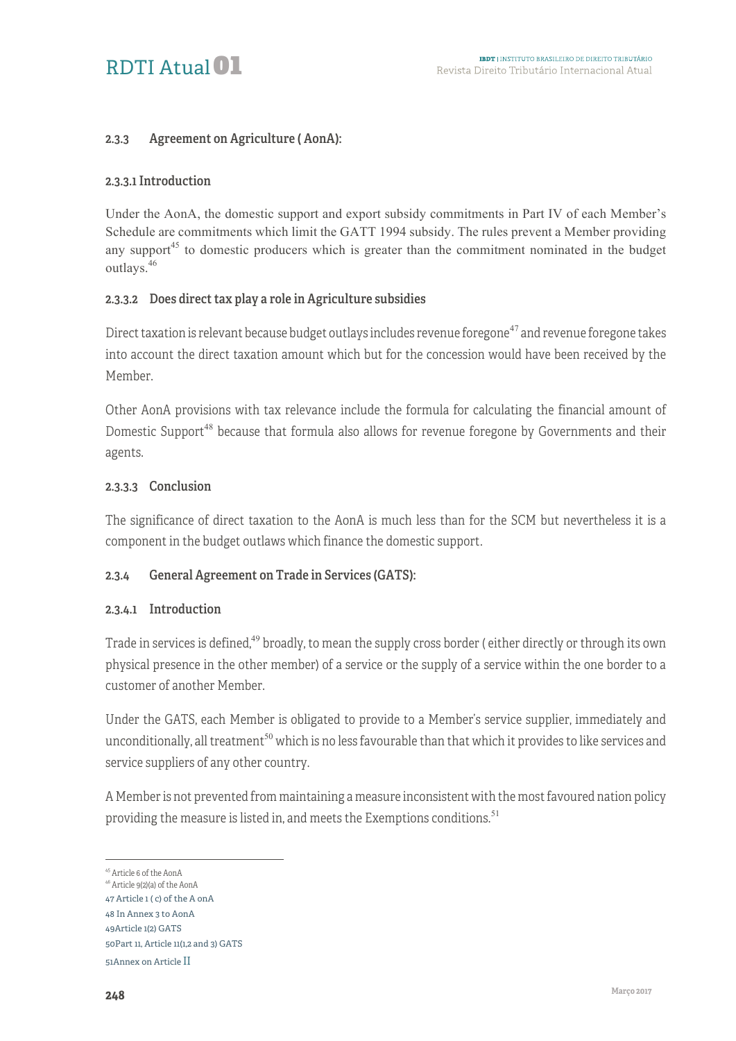### 2.3.3 Agreement on Agriculture ( AonA):

#### 2.3.3.1 Introduction

Under the AonA, the domestic support and export subsidy commitments in Part IV of each Member's Schedule are commitments which limit the GATT 1994 subsidy. The rules prevent a Member providing any support[45] to domestic producers which is greater than the commitment nominated in the budget outlays.[46]

#### 2.3.3.2 Does direct tax play a role in Agriculture subsidies

Direct taxation is relevant because budget outlays includes revenue foregone[47] and revenue foregone takes into account the direct taxation amount which but for the concession would have been received by the Member.

Other AonA provisions with tax relevance include the formula for calculating the financial amount of Domestic Support[48] because that formula also allows for revenue foregone by Governments and their agents.

#### 2.3.3.3 Conclusion

The significance of direct taxation to the AonA is much less than for the SCM but nevertheless it is a component in the budget outlaws which finance the domestic support.

### 2.3.4 General Agreement on Trade in Services (GATS):

#### 2.3.4.1 Introduction

Trade in services is defined,[49] broadly, to mean the supply cross border ( either directly or through its own physical presence in the other member) of a service or the supply of a service within the one border to a customer of another Member.

Under the GATS, each Member is obligated to provide to a Member's service supplier, immediately and unconditionally, all treatment[50] which is no less favourable than that which it provides to like services and service suppliers of any other country.

A Member is not prevented from maintaining a measure inconsistent with the most favoured nation policy providing the measure is listed in, and meets the Exemptions conditions.[51]

---

[45] Article 6 of the AonA

[46] Article 9(2)(a) of the AonA

47 Article 1 ( c) of the A onA

48 In Annex 3 to AonA

49Article 1(2) GATS

50Part 11, Article 11(1,2 and 3) GATS

51Annex on Article II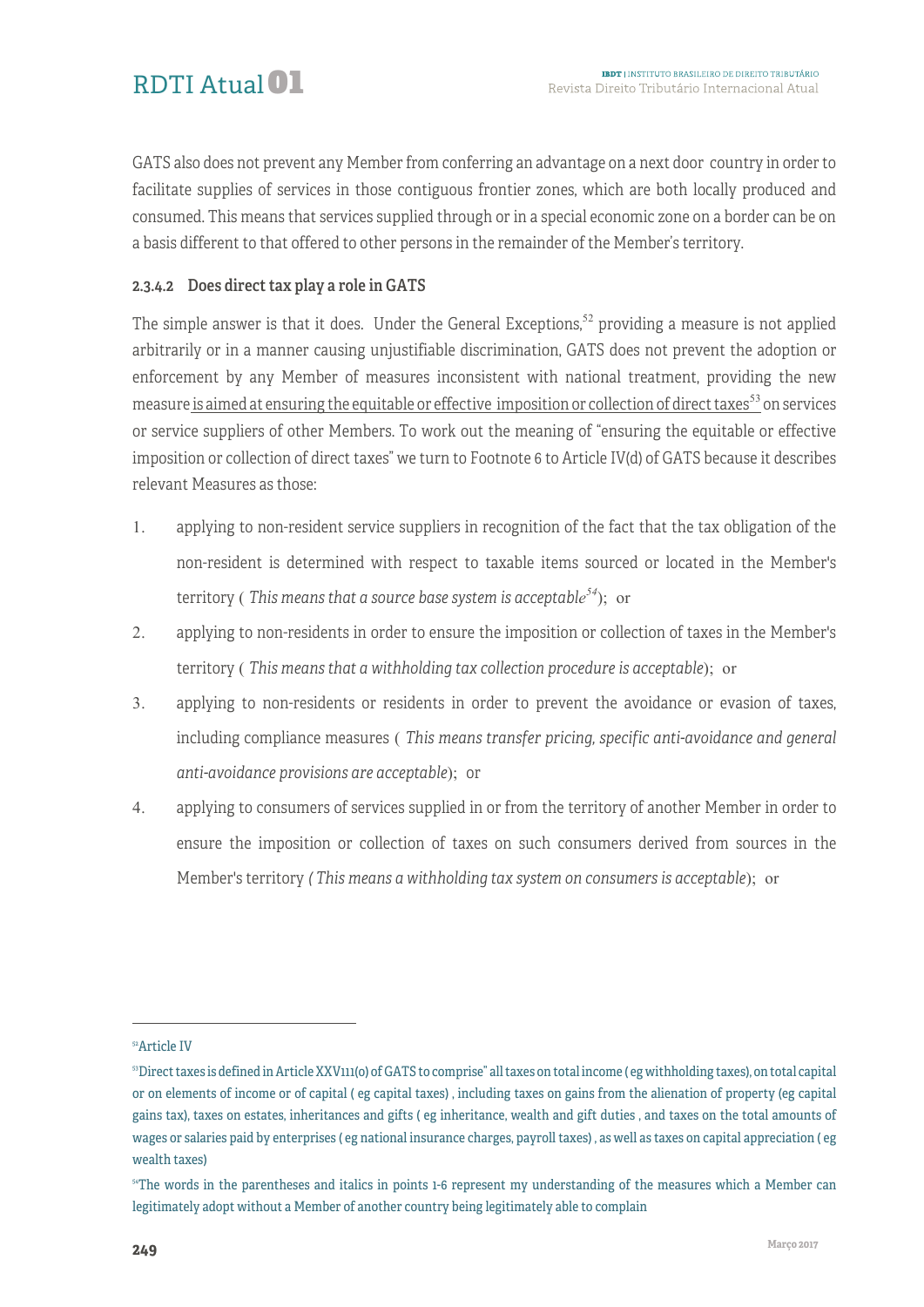GATS also does not prevent any Member from conferring an advantage on a next door country in order to facilitate supplies of services in those contiguous frontier zones, which are both locally produced and consumed. This means that services supplied through or in a special economic zone on a border can be on a basis different to that offered to other persons in the remainder of the Member's territory.

#### 2.3.4.2 Does direct tax play a role in GATS

The simple answer is that it does. Under the General Exceptions,[52] providing a measure is not applied arbitrarily or in a manner causing unjustifiable discrimination, GATS does not prevent the adoption or enforcement by any Member of measures inconsistent with national treatment, providing the new measure is aimed at ensuring the equitable or effective imposition or collection of direct taxes[53] on services or service suppliers of other Members. To work out the meaning of "ensuring the equitable or effective imposition or collection of direct taxes" we turn to Footnote 6 to Article IV(d) of GATS because it describes relevant Measures as those:

1. applying to non-resident service suppliers in recognition of the fact that the tax obligation of the non-resident is determined with respect to taxable items sourced or located in the Member's territory ( *This means that a source base system is acceptable*[54]); or
2. applying to non-residents in order to ensure the imposition or collection of taxes in the Member's territory ( *This means that a withholding tax collection procedure is acceptable*); or
3. applying to non-residents or residents in order to prevent the avoidance or evasion of taxes, including compliance measures ( *This means transfer pricing, specific anti-avoidance and general anti-avoidance provisions are acceptable*); or
4. applying to consumers of services supplied in or from the territory of another Member in order to ensure the imposition or collection of taxes on such consumers derived from sources in the Member's territory *( This means a withholding tax system on consumers is acceptable*); or

---

[52]Article IV

[53]Direct taxes is defined in Article XXV111(o) of GATS to comprise" all taxes on total income ( eg withholding taxes), on total capital or on elements of income or of capital ( eg capital taxes) , including taxes on gains from the alienation of property (eg capital gains tax), taxes on estates, inheritances and gifts ( eg inheritance, wealth and gift duties , and taxes on the total amounts of wages or salaries paid by enterprises ( eg national insurance charges, payroll taxes) , as well as taxes on capital appreciation ( eg wealth taxes)

[54]The words in the parentheses and italics in points 1-6 represent my understanding of the measures which a Member can legitimately adopt without a Member of another country being legitimately able to complain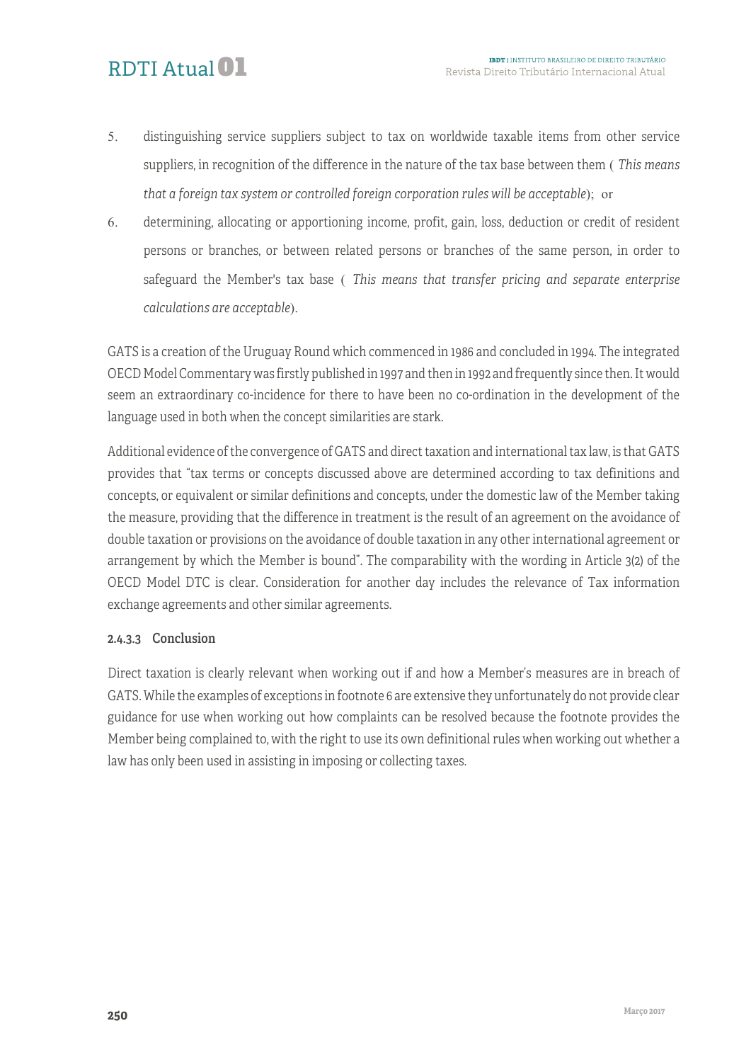5. distinguishing service suppliers subject to tax on worldwide taxable items from other service suppliers, in recognition of the difference in the nature of the tax base between them ( *This means that a foreign tax system or controlled foreign corporation rules will be acceptable*); or

6. determining, allocating or apportioning income, profit, gain, loss, deduction or credit of resident persons or branches, or between related persons or branches of the same person, in order to safeguard the Member's tax base ( *This means that transfer pricing and separate enterprise calculations are acceptable*).

GATS is a creation of the Uruguay Round which commenced in 1986 and concluded in 1994. The integrated OECD Model Commentary was firstly published in 1997 and then in 1992 and frequently since then. It would seem an extraordinary co-incidence for there to have been no co-ordination in the development of the language used in both when the concept similarities are stark.

Additional evidence of the convergence of GATS and direct taxation and international tax law, is that GATS provides that "tax terms or concepts discussed above are determined according to tax definitions and concepts, or equivalent or similar definitions and concepts, under the domestic law of the Member taking the measure, providing that the difference in treatment is the result of an agreement on the avoidance of double taxation or provisions on the avoidance of double taxation in any other international agreement or arrangement by which the Member is bound". The comparability with the wording in Article 3(2) of the OECD Model DTC is clear. Consideration for another day includes the relevance of Tax information exchange agreements and other similar agreements.

#### 2.4.3.3 Conclusion

Direct taxation is clearly relevant when working out if and how a Member's measures are in breach of GATS. While the examples of exceptions in footnote 6 are extensive they unfortunately do not provide clear guidance for use when working out how complaints can be resolved because the footnote provides the Member being complained to, with the right to use its own definitional rules when working out whether a law has only been used in assisting in imposing or collecting taxes.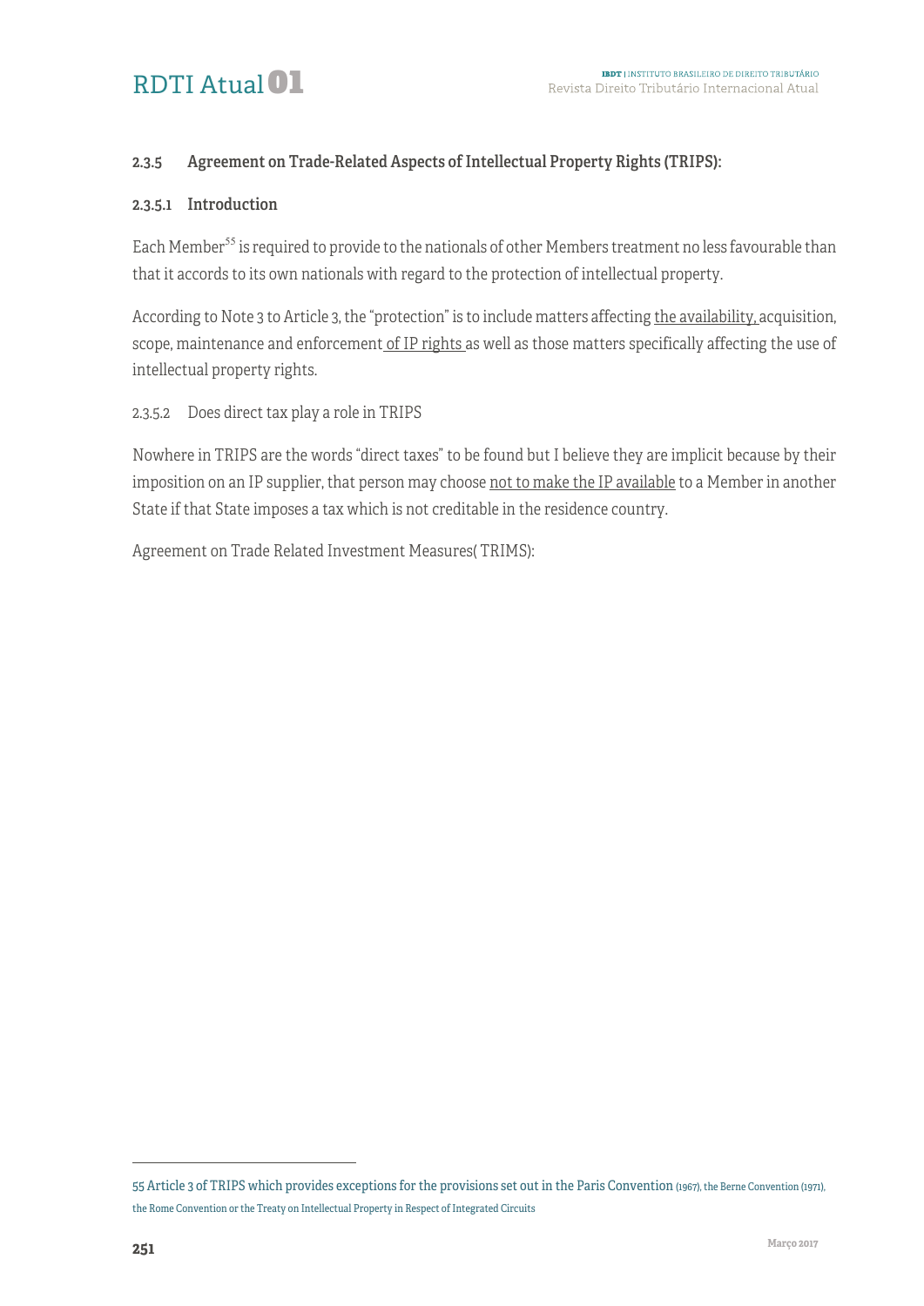#### 2.3.5 Agreement on Trade-Related Aspects of Intellectual Property Rights (TRIPS):

##### 2.3.5.1 Introduction

Each Member[55] is required to provide to the nationals of other Members treatment no less favourable than that it accords to its own nationals with regard to the protection of intellectual property.

According to Note 3 to Article 3, the "protection" is to include matters affecting <u>the availability,</u> acquisition, scope, maintenance and enforcement <u>of IP rights</u> as well as those matters specifically affecting the use of intellectual property rights.

2.3.5.2 Does direct tax play a role in TRIPS

Nowhere in TRIPS are the words "direct taxes" to be found but I believe they are implicit because by their imposition on an IP supplier, that person may choose <u>not to make the IP available</u> to a Member in another State if that State imposes a tax which is not creditable in the residence country.

Agreement on Trade Related Investment Measures( TRIMS):

---

55 Article 3 of TRIPS which provides exceptions for the provisions set out in the Paris Convention (1967), the Berne Convention (1971), the Rome Convention or the Treaty on Intellectual Property in Respect of Integrated Circuits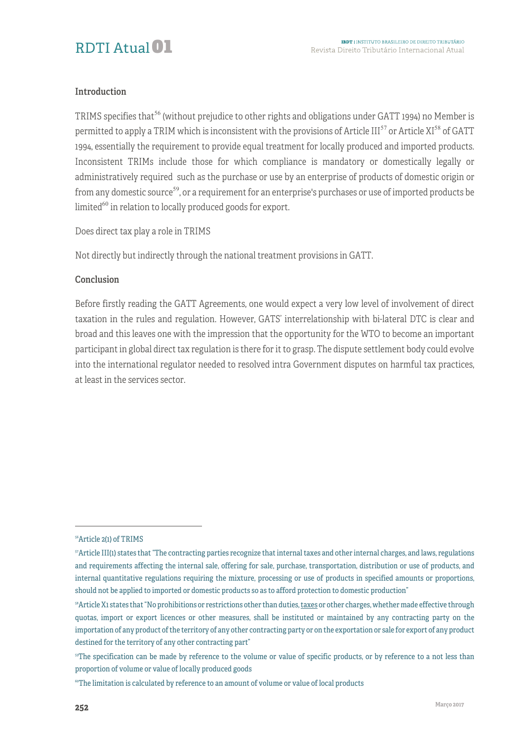### Introduction

TRIMS specifies that[56] (without prejudice to other rights and obligations under GATT 1994) no Member is permitted to apply a TRIM which is inconsistent with the provisions of Article III[57] or Article XI[58] of GATT 1994, essentially the requirement to provide equal treatment for locally produced and imported products. Inconsistent TRIMs include those for which compliance is mandatory or domestically legally or administratively required such as the purchase or use by an enterprise of products of domestic origin or from any domestic source[59], or a requirement for an enterprise's purchases or use of imported products be limited[60] in relation to locally produced goods for export.

Does direct tax play a role in TRIMS

Not directly but indirectly through the national treatment provisions in GATT.

### Conclusion

Before firstly reading the GATT Agreements, one would expect a very low level of involvement of direct taxation in the rules and regulation. However, GATS' interrelationship with bi-lateral DTC is clear and broad and this leaves one with the impression that the opportunity for the WTO to become an important participant in global direct tax regulation is there for it to grasp. The dispute settlement body could evolve into the international regulator needed to resolved intra Government disputes on harmful tax practices, at least in the services sector.

---

[56] Article 2(1) of TRIMS

[57] Article III(1) states that "The contracting parties recognize that internal taxes and other internal charges, and laws, regulations and requirements affecting the internal sale, offering for sale, purchase, transportation, distribution or use of products, and internal quantitative regulations requiring the mixture, processing or use of products in specified amounts or proportions, should not be applied to imported or domestic products so as to afford protection to domestic production"

[58] Article X1 states that "No prohibitions or restrictions other than duties, taxes or other charges, whether made effective through quotas, import or export licences or other measures, shall be instituted or maintained by any contracting party on the importation of any product of the territory of any other contracting party or on the exportation or sale for export of any product destined for the territory of any other contracting part"

[59] The specification can be made by reference to the volume or value of specific products, or by reference to a not less than proportion of volume or value of locally produced goods

[60] The limitation is calculated by reference to an amount of volume or value of local products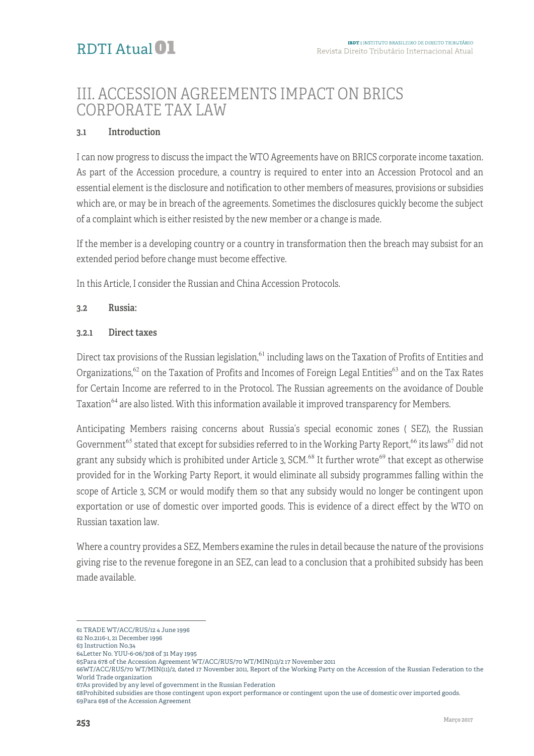# III. ACCESSION AGREEMENTS IMPACT ON BRICS CORPORATE TAX LAW

### 3.1 Introduction

I can now progress to discuss the impact the WTO Agreements have on BRICS corporate income taxation. As part of the Accession procedure, a country is required to enter into an Accession Protocol and an essential element is the disclosure and notification to other members of measures, provisions or subsidies which are, or may be in breach of the agreements. Sometimes the disclosures quickly become the subject of a complaint which is either resisted by the new member or a change is made.

If the member is a developing country or a country in transformation then the breach may subsist for an extended period before change must become effective.

In this Article, I consider the Russian and China Accession Protocols.

### 3.2 Russia:

#### 3.2.1 Direct taxes

Direct tax provisions of the Russian legislation,[61] including laws on the Taxation of Profits of Entities and Organizations,[62] on the Taxation of Profits and Incomes of Foreign Legal Entities[63] and on the Tax Rates for Certain Income are referred to in the Protocol. The Russian agreements on the avoidance of Double Taxation[64] are also listed. With this information available it improved transparency for Members.

Anticipating Members raising concerns about Russia's special economic zones ( SEZ), the Russian Government[65] stated that except for subsidies referred to in the Working Party Report,[66] its laws[67] did not grant any subsidy which is prohibited under Article 3, SCM.[68] It further wrote[69] that except as otherwise provided for in the Working Party Report, it would eliminate all subsidy programmes falling within the scope of Article 3, SCM or would modify them so that any subsidy would no longer be contingent upon exportation or use of domestic over imported goods. This is evidence of a direct effect by the WTO on Russian taxation law.

Where a country provides a SEZ, Members examine the rules in detail because the nature of the provisions giving rise to the revenue foregone in an SEZ, can lead to a conclusion that a prohibited subsidy has been made available.

---

61 TRADE WT/ACC/RUS/12 4 June 1996

62 No.2116-1, 21 December 1996

63 Instruction No.34

64Letter No. YUU-6-06/308 of 31 May 1995

65Para 678 of the Accession Agreement WT/ACC/RUS/70 WT/MIN(11)/2 17 November 2011

66WT/ACC/RUS/70 WT/MIN(11)/2, dated 17 November 2011, Report of the Working Party on the Accession of the Russian Federation to the World Trade organization

67As provided by any level of government in the Russian Federation

68Prohibited subsidies are those contingent upon export performance or contingent upon the use of domestic over imported goods.

69Para 698 of the Accession Agreement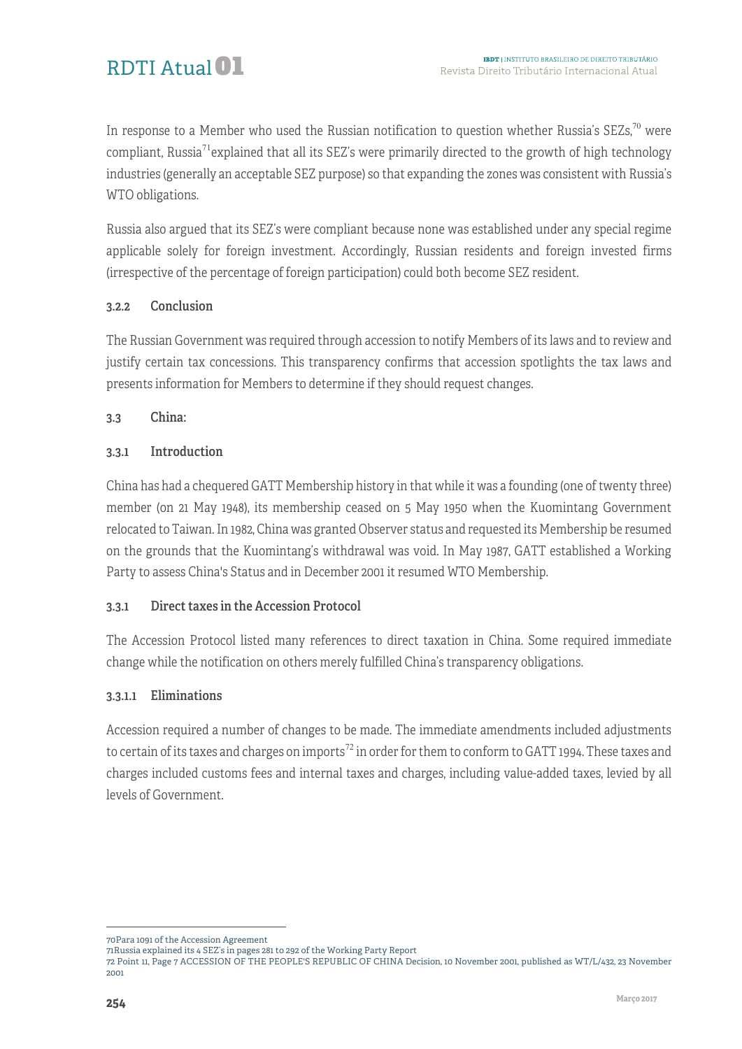In response to a Member who used the Russian notification to question whether Russia's SEZs,[70] were compliant, Russia[71] explained that all its SEZ's were primarily directed to the growth of high technology industries (generally an acceptable SEZ purpose) so that expanding the zones was consistent with Russia's WTO obligations.

Russia also argued that its SEZ's were compliant because none was established under any special regime applicable solely for foreign investment. Accordingly, Russian residents and foreign invested firms (irrespective of the percentage of foreign participation) could both become SEZ resident.

#### 3.2.2 Conclusion

The Russian Government was required through accession to notify Members of its laws and to review and justify certain tax concessions. This transparency confirms that accession spotlights the tax laws and presents information for Members to determine if they should request changes.

### 3.3 China:

#### 3.3.1 Introduction

China has had a chequered GATT Membership history in that while it was a founding (one of twenty three) member (on 21 May 1948), its membership ceased on 5 May 1950 when the Kuomintang Government relocated to Taiwan. In 1982, China was granted Observer status and requested its Membership be resumed on the grounds that the Kuomintang's withdrawal was void. In May 1987, GATT established a Working Party to assess China's Status and in December 2001 it resumed WTO Membership.

#### 3.3.1 Direct taxes in the Accession Protocol

The Accession Protocol listed many references to direct taxation in China. Some required immediate change while the notification on others merely fulfilled China's transparency obligations.

##### 3.3.1.1 Eliminations

Accession required a number of changes to be made. The immediate amendments included adjustments to certain of its taxes and charges on imports[72] in order for them to conform to GATT 1994. These taxes and charges included customs fees and internal taxes and charges, including value-added taxes, levied by all levels of Government.

---

70 Para 1091 of the Accession Agreement

71 Russia explained its 4 SEZ's in pages 281 to 292 of the Working Party Report

72 Point 11, Page 7 ACCESSION OF THE PEOPLE'S REPUBLIC OF CHINA Decision, 10 November 2001, published as WT/L/432, 23 November 2001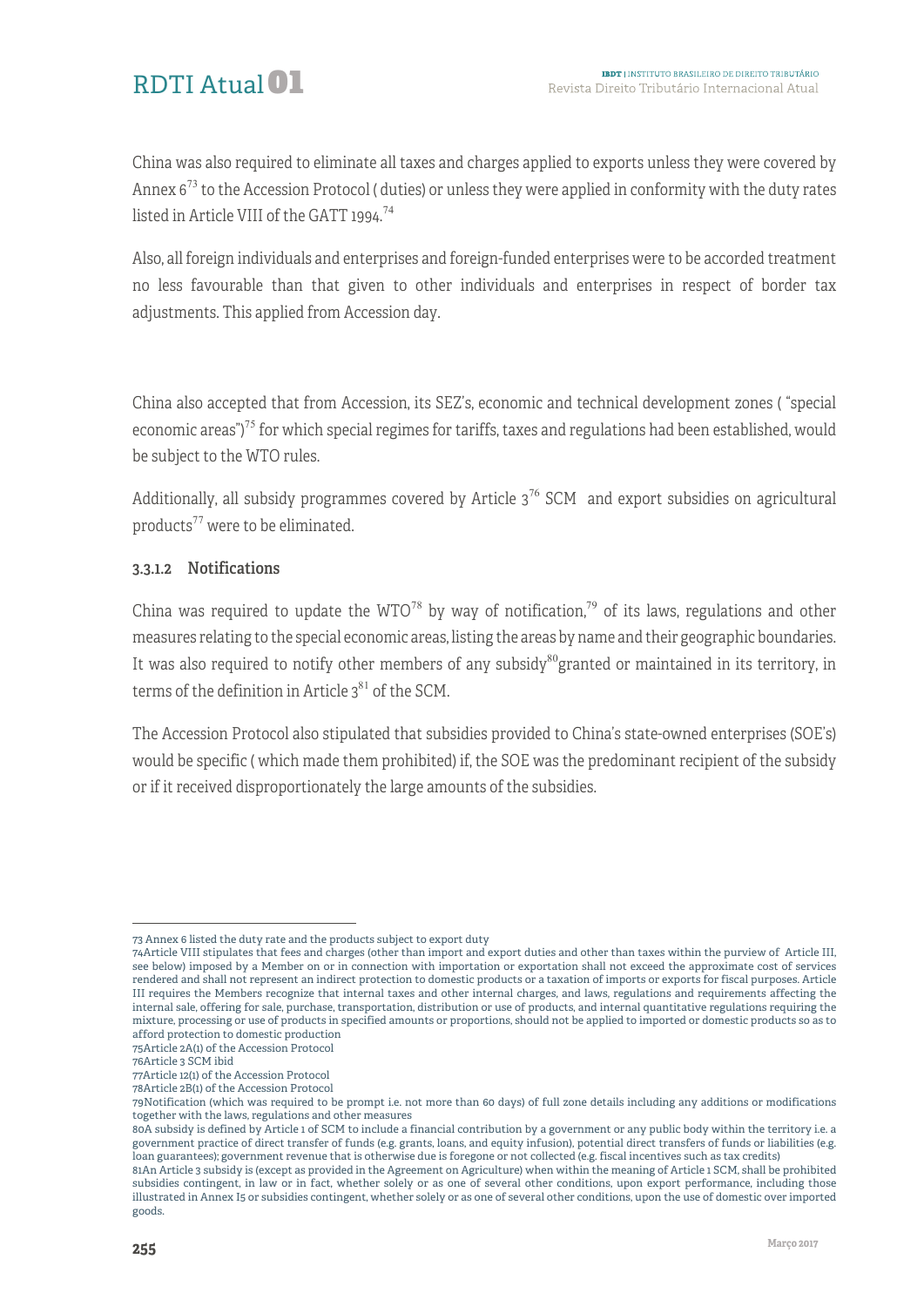China was also required to eliminate all taxes and charges applied to exports unless they were covered by Annex 6[73] to the Accession Protocol ( duties) or unless they were applied in conformity with the duty rates listed in Article VIII of the GATT 1994.[74]

Also, all foreign individuals and enterprises and foreign-funded enterprises were to be accorded treatment no less favourable than that given to other individuals and enterprises in respect of border tax adjustments. This applied from Accession day.

China also accepted that from Accession, its SEZ's, economic and technical development zones ( "special economic areas")[75] for which special regimes for tariffs, taxes and regulations had been established, would be subject to the WTO rules.

Additionally, all subsidy programmes covered by Article 3[76] SCM and export subsidies on agricultural products[77] were to be eliminated.

#### 3.3.1.2 Notifications

China was required to update the WTO[78] by way of notification,[79] of its laws, regulations and other measures relating to the special economic areas, listing the areas by name and their geographic boundaries. It was also required to notify other members of any subsidy[80]granted or maintained in its territory, in terms of the definition in Article 3[81] of the SCM.

The Accession Protocol also stipulated that subsidies provided to China's state-owned enterprises (SOE's) would be specific ( which made them prohibited) if, the SOE was the predominant recipient of the subsidy or if it received disproportionately the large amounts of the subsidies.

---

73 Annex 6 listed the duty rate and the products subject to export duty

74Article VIII stipulates that fees and charges (other than import and export duties and other than taxes within the purview of Article III, see below) imposed by a Member on or in connection with importation or exportation shall not exceed the approximate cost of services rendered and shall not represent an indirect protection to domestic products or a taxation of imports or exports for fiscal purposes. Article III requires the Members recognize that internal taxes and other internal charges, and laws, regulations and requirements affecting the internal sale, offering for sale, purchase, transportation, distribution or use of products, and internal quantitative regulations requiring the mixture, processing or use of products in specified amounts or proportions, should not be applied to imported or domestic products so as to afford protection to domestic production

75Article 2A(1) of the Accession Protocol

76Article 3 SCM ibid

77Article 12(1) of the Accession Protocol

78Article 2B(1) of the Accession Protocol

79Notification (which was required to be prompt i.e. not more than 60 days) of full zone details including any additions or modifications together with the laws, regulations and other measures

80A subsidy is defined by Article 1 of SCM to include a financial contribution by a government or any public body within the territory i.e. a government practice of direct transfer of funds (e.g. grants, loans, and equity infusion), potential direct transfers of funds or liabilities (e.g. loan guarantees); government revenue that is otherwise due is foregone or not collected (e.g. fiscal incentives such as tax credits)

81An Article 3 subsidy is (except as provided in the Agreement on Agriculture) when within the meaning of Article 1 SCM, shall be prohibited subsidies contingent, in law or in fact, whether solely or as one of several other conditions, upon export performance, including those illustrated in Annex I5 or subsidies contingent, whether solely or as one of several other conditions, upon the use of domestic over imported goods.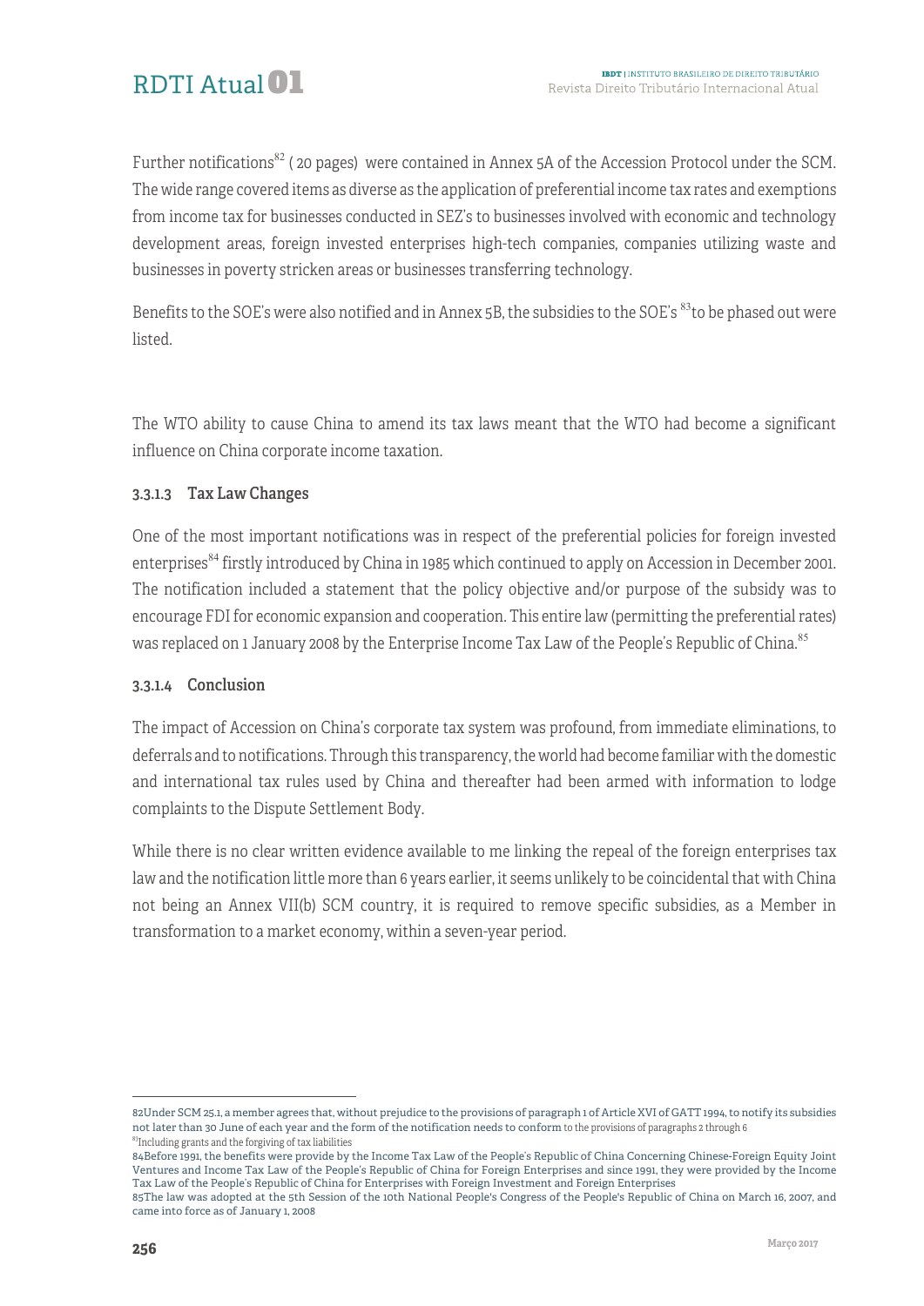Further notifications[82] ( 20 pages) were contained in Annex 5A of the Accession Protocol under the SCM. The wide range covered items as diverse as the application of preferential income tax rates and exemptions from income tax for businesses conducted in SEZ's to businesses involved with economic and technology development areas, foreign invested enterprises high-tech companies, companies utilizing waste and businesses in poverty stricken areas or businesses transferring technology.

Benefits to the SOE's were also notified and in Annex 5B, the subsidies to the SOE's [83]to be phased out were listed.

The WTO ability to cause China to amend its tax laws meant that the WTO had become a significant influence on China corporate income taxation.

#### 3.3.1.3 Tax Law Changes

One of the most important notifications was in respect of the preferential policies for foreign invested enterprises[84] firstly introduced by China in 1985 which continued to apply on Accession in December 2001. The notification included a statement that the policy objective and/or purpose of the subsidy was to encourage FDI for economic expansion and cooperation. This entire law (permitting the preferential rates) was replaced on 1 January 2008 by the Enterprise Income Tax Law of the People's Republic of China.[85]

#### 3.3.1.4 Conclusion

The impact of Accession on China's corporate tax system was profound, from immediate eliminations, to deferrals and to notifications. Through this transparency, the world had become familiar with the domestic and international tax rules used by China and thereafter had been armed with information to lodge complaints to the Dispute Settlement Body.

While there is no clear written evidence available to me linking the repeal of the foreign enterprises tax law and the notification little more than 6 years earlier, it seems unlikely to be coincidental that with China not being an Annex VII(b) SCM country, it is required to remove specific subsidies, as a Member in transformation to a market economy, within a seven-year period.

---

82Under SCM 25.1, a member agrees that, without prejudice to the provisions of paragraph 1 of Article XVI of GATT 1994, to notify its subsidies not later than 30 June of each year and the form of the notification needs to conform to the provisions of paragraphs 2 through 6

83Including grants and the forgiving of tax liabilities

84Before 1991, the benefits were provide by the Income Tax Law of the People's Republic of China Concerning Chinese-Foreign Equity Joint Ventures and Income Tax Law of the People's Republic of China for Foreign Enterprises and since 1991, they were provided by the Income Tax Law of the People's Republic of China for Enterprises with Foreign Investment and Foreign Enterprises

85The law was adopted at the 5th Session of the 10th National People's Congress of the People's Republic of China on March 16, 2007, and came into force as of January 1, 2008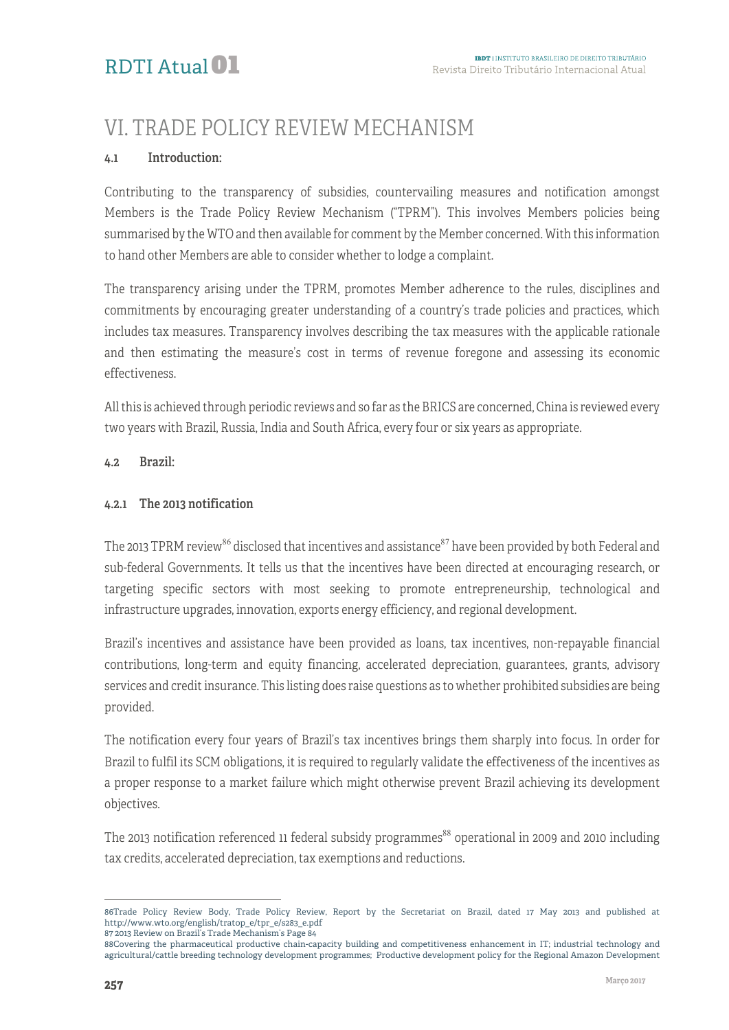# VI. TRADE POLICY REVIEW MECHANISM

### 4.1 Introduction:

Contributing to the transparency of subsidies, countervailing measures and notification amongst Members is the Trade Policy Review Mechanism ("TPRM"). This involves Members policies being summarised by the WTO and then available for comment by the Member concerned. With this information to hand other Members are able to consider whether to lodge a complaint.

The transparency arising under the TPRM, promotes Member adherence to the rules, disciplines and commitments by encouraging greater understanding of a country's trade policies and practices, which includes tax measures. Transparency involves describing the tax measures with the applicable rationale and then estimating the measure's cost in terms of revenue foregone and assessing its economic effectiveness.

All this is achieved through periodic reviews and so far as the BRICS are concerned, China is reviewed every two years with Brazil, Russia, India and South Africa, every four or six years as appropriate.

### 4.2 Brazil:

#### 4.2.1 The 2013 notification

The 2013 TPRM review[86] disclosed that incentives and assistance[87] have been provided by both Federal and sub-federal Governments. It tells us that the incentives have been directed at encouraging research, or targeting specific sectors with most seeking to promote entrepreneurship, technological and infrastructure upgrades, innovation, exports energy efficiency, and regional development.

Brazil's incentives and assistance have been provided as loans, tax incentives, non-repayable financial contributions, long-term and equity financing, accelerated depreciation, guarantees, grants, advisory services and credit insurance. This listing does raise questions as to whether prohibited subsidies are being provided.

The notification every four years of Brazil's tax incentives brings them sharply into focus. In order for Brazil to fulfil its SCM obligations, it is required to regularly validate the effectiveness of the incentives as a proper response to a market failure which might otherwise prevent Brazil achieving its development objectives.

The 2013 notification referenced 11 federal subsidy programmes[88] operational in 2009 and 2010 including tax credits, accelerated depreciation, tax exemptions and reductions.

---

86Trade Policy Review Body, Trade Policy Review, Report by the Secretariat on Brazil, dated 17 May 2013 and published at http://www.wto.org/english/tratop_e/tpr_e/s283_e.pdf

87 2013 Review on Brazil's Trade Mechanism's Page 84

88Covering the pharmaceutical productive chain-capacity building and competitiveness enhancement in IT; industrial technology and agricultural/cattle breeding technology development programmes; Productive development policy for the Regional Amazon Development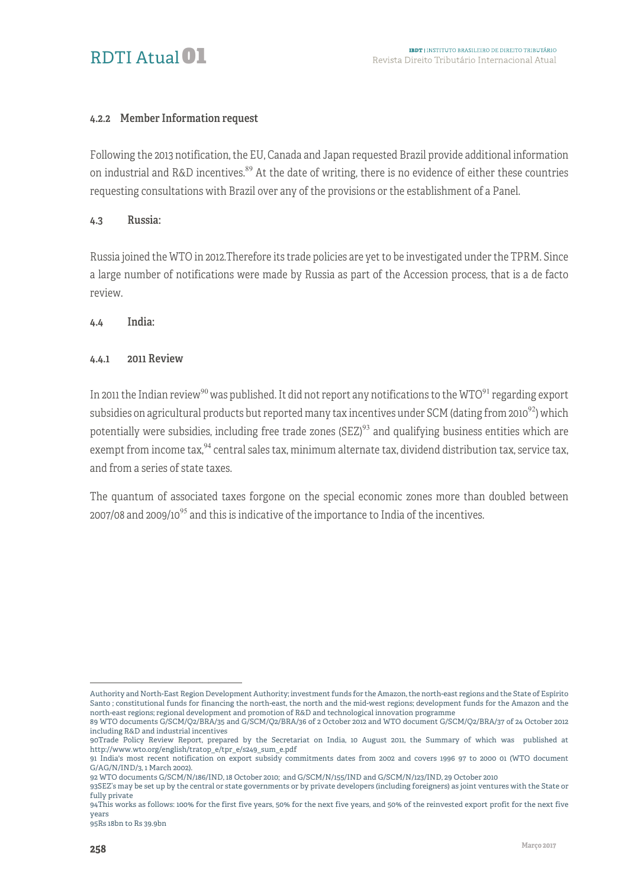#### 4.2.2 Member Information request

Following the 2013 notification, the EU, Canada and Japan requested Brazil provide additional information on industrial and R&D incentives.[89] At the date of writing, there is no evidence of either these countries requesting consultations with Brazil over any of the provisions or the establishment of a Panel.

### 4.3 Russia:

Russia joined the WTO in 2012.Therefore its trade policies are yet to be investigated under the TPRM. Since a large number of notifications were made by Russia as part of the Accession process, that is a de facto review.

### 4.4 India:

#### 4.4.1 2011 Review

In 2011 the Indian review[90] was published. It did not report any notifications to the WTO[91] regarding export subsidies on agricultural products but reported many tax incentives under SCM (dating from 2010[92]) which potentially were subsidies, including free trade zones (SEZ)[93] and qualifying business entities which are exempt from income tax,[94] central sales tax, minimum alternate tax, dividend distribution tax, service tax, and from a series of state taxes.

The quantum of associated taxes forgone on the special economic zones more than doubled between 2007/08 and 2009/10[95] and this is indicative of the importance to India of the incentives.

---

Authority and North-East Region Development Authority; investment funds for the Amazon, the north-east regions and the State of Espírito Santo ; constitutional funds for financing the north-east, the north and the mid-west regions; development funds for the Amazon and the north-east regions; regional development and promotion of R&D and technological innovation programme

89 WTO documents G/SCM/Q2/BRA/35 and G/SCM/Q2/BRA/36 of 2 October 2012 and WTO document G/SCM/Q2/BRA/37 of 24 October 2012 including R&D and industrial incentives

90 Trade Policy Review Report, prepared by the Secretariat on India, 10 August 2011, the Summary of which was published at http://www.wto.org/english/tratop_e/tpr_e/s249_sum_e.pdf

91 India's most recent notification on export subsidy commitments dates from 2002 and covers 1996 97 to 2000 01 (WTO document G/AG/N/IND/3, 1 March 2002).

92 WTO documents G/SCM/N/186/IND, 18 October 2010; and G/SCM/N/155/IND and G/SCM/N/123/IND, 29 October 2010

93 SEZ's may be set up by the central or state governments or by private developers (including foreigners) as joint ventures with the State or fully private

94 This works as follows: 100% for the first five years, 50% for the next five years, and 50% of the reinvested export profit for the next five years

95 Rs 18bn to Rs 39.9bn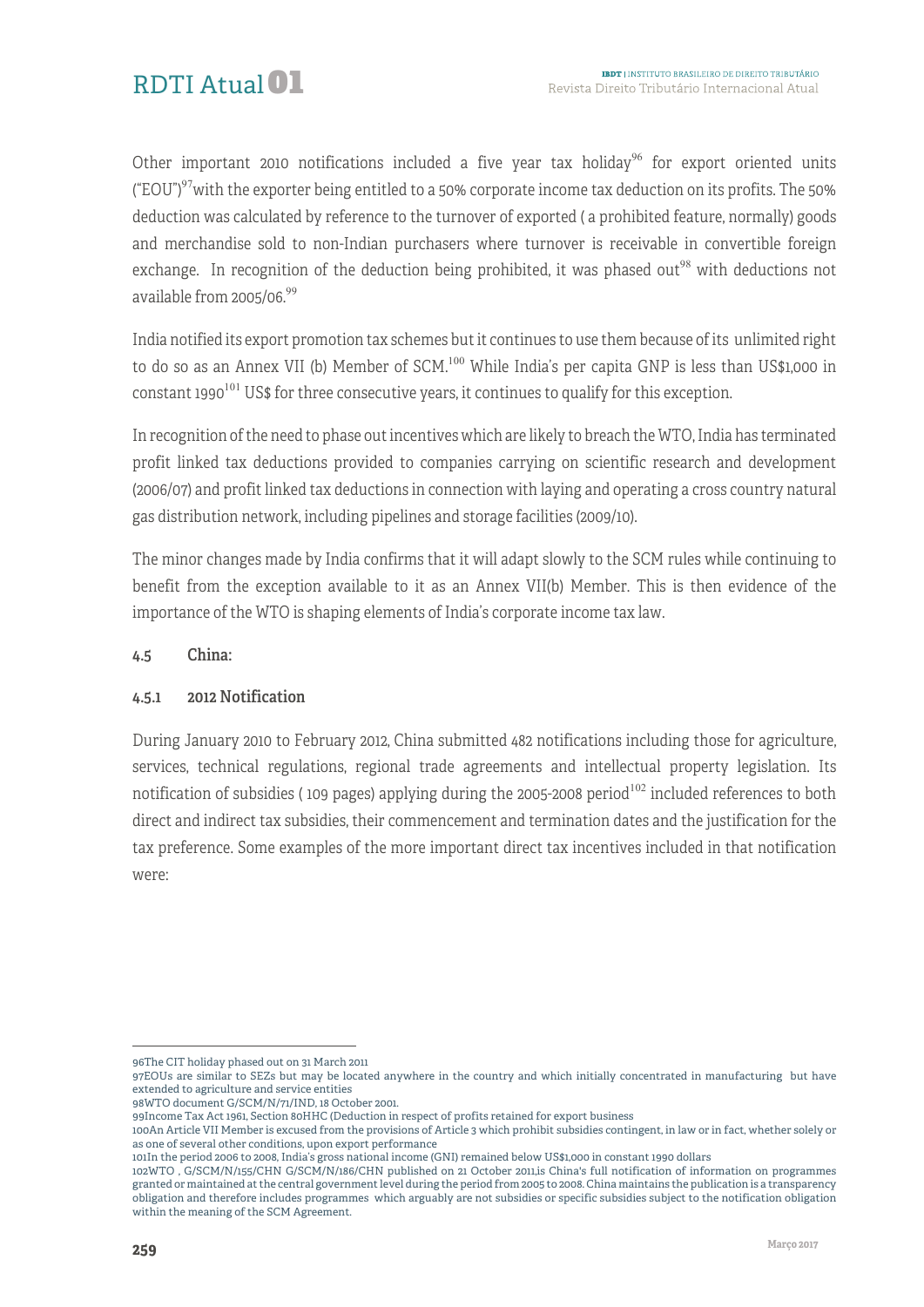Other important 2010 notifications included a five year tax holiday[96] for export oriented units ("EOU")[97]with the exporter being entitled to a 50% corporate income tax deduction on its profits. The 50% deduction was calculated by reference to the turnover of exported ( a prohibited feature, normally) goods and merchandise sold to non-Indian purchasers where turnover is receivable in convertible foreign exchange. In recognition of the deduction being prohibited, it was phased out[98] with deductions not available from 2005/06.[99]

India notified its export promotion tax schemes but it continues to use them because of its unlimited right to do so as an Annex VII (b) Member of SCM.[100] While India's per capita GNP is less than US$1,000 in constant 1990[101] US$ for three consecutive years, it continues to qualify for this exception.

In recognition of the need to phase out incentives which are likely to breach the WTO, India has terminated profit linked tax deductions provided to companies carrying on scientific research and development (2006/07) and profit linked tax deductions in connection with laying and operating a cross country natural gas distribution network, including pipelines and storage facilities (2009/10).

The minor changes made by India confirms that it will adapt slowly to the SCM rules while continuing to benefit from the exception available to it as an Annex VII(b) Member. This is then evidence of the importance of the WTO is shaping elements of India's corporate income tax law.

### 4.5 China:

#### 4.5.1 2012 Notification

During January 2010 to February 2012, China submitted 482 notifications including those for agriculture, services, technical regulations, regional trade agreements and intellectual property legislation. Its notification of subsidies ( 109 pages) applying during the 2005-2008 period[102] included references to both direct and indirect tax subsidies, their commencement and termination dates and the justification for the tax preference. Some examples of the more important direct tax incentives included in that notification were:

---

96The CIT holiday phased out on 31 March 2011

97EOUs are similar to SEZs but may be located anywhere in the country and which initially concentrated in manufacturing but have extended to agriculture and service entities

98WTO document G/SCM/N/71/IND, 18 October 2001.

99Income Tax Act 1961, Section 80HHC (Deduction in respect of profits retained for export business

100An Article VII Member is excused from the provisions of Article 3 which prohibit subsidies contingent, in law or in fact, whether solely or as one of several other conditions, upon export performance

101In the period 2006 to 2008, India's gross national income (GNI) remained below US$1,000 in constant 1990 dollars

102WTO , G/SCM/N/155/CHN G/SCM/N/186/CHN published on 21 October 2011,is China's full notification of information on programmes granted or maintained at the central government level during the period from 2005 to 2008. China maintains the publication is a transparency obligation and therefore includes programmes which arguably are not subsidies or specific subsidies subject to the notification obligation within the meaning of the SCM Agreement.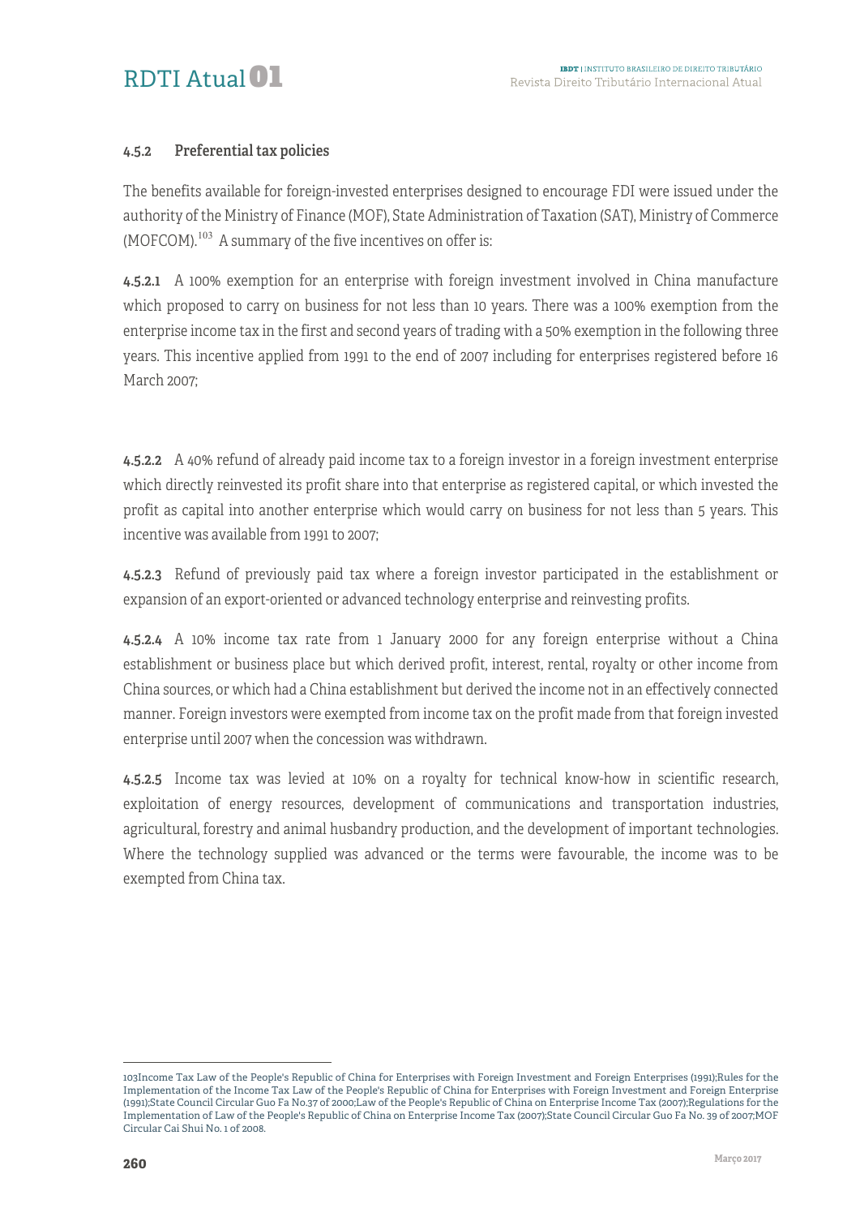### 4.5.2 Preferential tax policies

The benefits available for foreign-invested enterprises designed to encourage FDI were issued under the authority of the Ministry of Finance (MOF), State Administration of Taxation (SAT), Ministry of Commerce (MOFCOM).[103] A summary of the five incentives on offer is:

**4.5.2.1** A 100% exemption for an enterprise with foreign investment involved in China manufacture which proposed to carry on business for not less than 10 years. There was a 100% exemption from the enterprise income tax in the first and second years of trading with a 50% exemption in the following three years. This incentive applied from 1991 to the end of 2007 including for enterprises registered before 16 March 2007;

**4.5.2.2** A 40% refund of already paid income tax to a foreign investor in a foreign investment enterprise which directly reinvested its profit share into that enterprise as registered capital, or which invested the profit as capital into another enterprise which would carry on business for not less than 5 years. This incentive was available from 1991 to 2007;

**4.5.2.3** Refund of previously paid tax where a foreign investor participated in the establishment or expansion of an export-oriented or advanced technology enterprise and reinvesting profits.

**4.5.2.4** A 10% income tax rate from 1 January 2000 for any foreign enterprise without a China establishment or business place but which derived profit, interest, rental, royalty or other income from China sources, or which had a China establishment but derived the income not in an effectively connected manner. Foreign investors were exempted from income tax on the profit made from that foreign invested enterprise until 2007 when the concession was withdrawn.

**4.5.2.5** Income tax was levied at 10% on a royalty for technical know-how in scientific research, exploitation of energy resources, development of communications and transportation industries, agricultural, forestry and animal husbandry production, and the development of important technologies. Where the technology supplied was advanced or the terms were favourable, the income was to be exempted from China tax.

---

103 Income Tax Law of the People's Republic of China for Enterprises with Foreign Investment and Foreign Enterprises (1991); Rules for the Implementation of the Income Tax Law of the People's Republic of China for Enterprises with Foreign Investment and Foreign Enterprise (1991); State Council Circular Guo Fa No.37 of 2000; Law of the People's Republic of China on Enterprise Income Tax (2007); Regulations for the Implementation of Law of the People's Republic of China on Enterprise Income Tax (2007); State Council Circular Guo Fa No. 39 of 2007; MOF Circular Cai Shui No. 1 of 2008.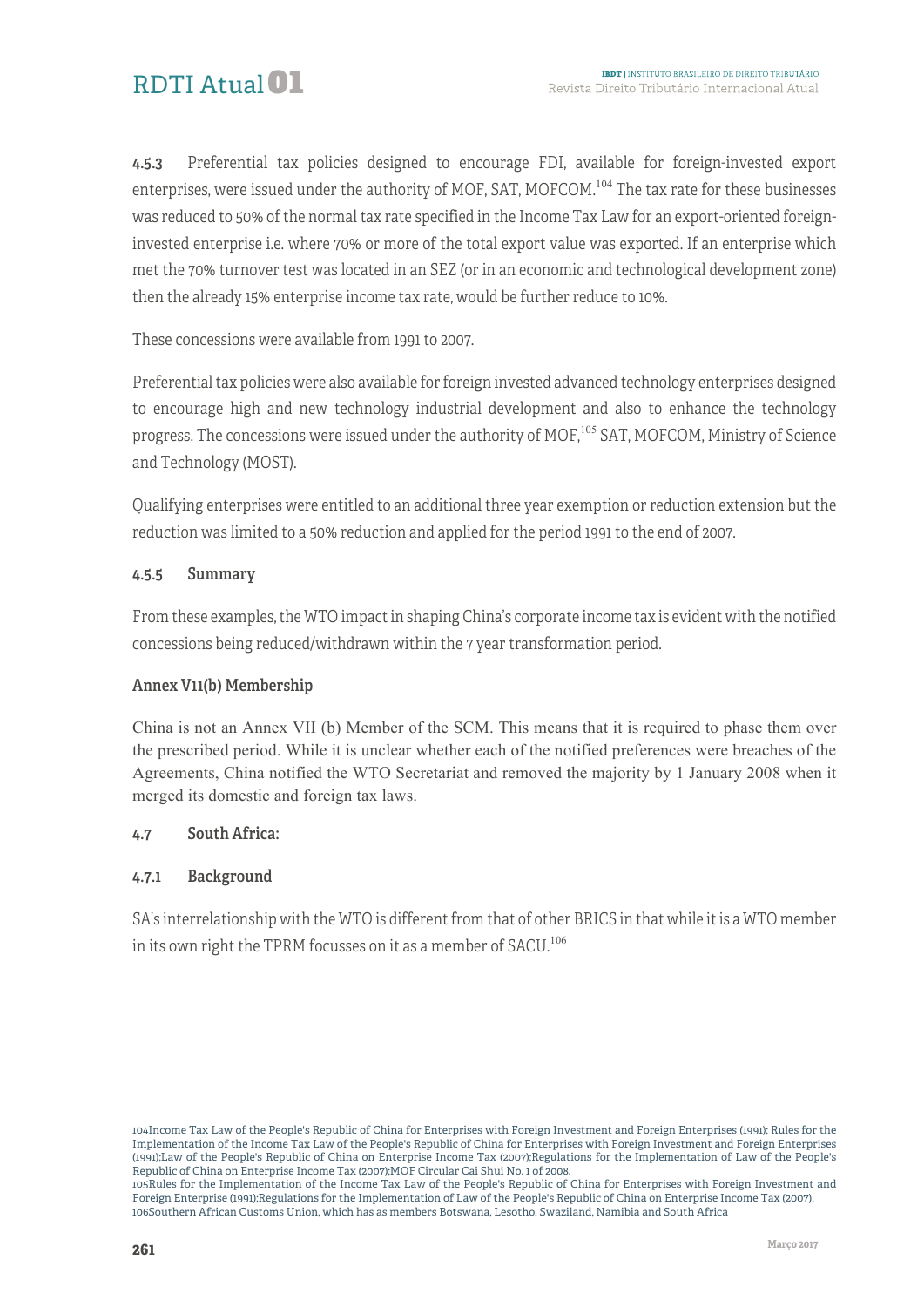4.5.3 Preferential tax policies designed to encourage FDI, available for foreign-invested export enterprises, were issued under the authority of MOF, SAT, MOFCOM.[104] The tax rate for these businesses was reduced to 50% of the normal tax rate specified in the Income Tax Law for an export-oriented foreign-invested enterprise i.e. where 70% or more of the total export value was exported. If an enterprise which met the 70% turnover test was located in an SEZ (or in an economic and technological development zone) then the already 15% enterprise income tax rate, would be further reduce to 10%.

These concessions were available from 1991 to 2007.

Preferential tax policies were also available for foreign invested advanced technology enterprises designed to encourage high and new technology industrial development and also to enhance the technology progress. The concessions were issued under the authority of MOF,[105] SAT, MOFCOM, Ministry of Science and Technology (MOST).

Qualifying enterprises were entitled to an additional three year exemption or reduction extension but the reduction was limited to a 50% reduction and applied for the period 1991 to the end of 2007.

#### 4.5.5 Summary

From these examples, the WTO impact in shaping China's corporate income tax is evident with the notified concessions being reduced/withdrawn within the 7 year transformation period.

#### Annex V11(b) Membership

China is not an Annex VII (b) Member of the SCM. This means that it is required to phase them over the prescribed period. While it is unclear whether each of the notified preferences were breaches of the Agreements, China notified the WTO Secretariat and removed the majority by 1 January 2008 when it merged its domestic and foreign tax laws.

### 4.7 South Africa:

#### 4.7.1 Background

SA's interrelationship with the WTO is different from that of other BRICS in that while it is a WTO member in its own right the TPRM focusses on it as a member of SACU.[106]

---

104 Income Tax Law of the People's Republic of China for Enterprises with Foreign Investment and Foreign Enterprises (1991); Rules for the Implementation of the Income Tax Law of the People's Republic of China for Enterprises with Foreign Investment and Foreign Enterprises (1991);Law of the People's Republic of China on Enterprise Income Tax (2007);Regulations for the Implementation of Law of the People's Republic of China on Enterprise Income Tax (2007);MOF Circular Cai Shui No. 1 of 2008.

105 Rules for the Implementation of the Income Tax Law of the People's Republic of China for Enterprises with Foreign Investment and Foreign Enterprise (1991);Regulations for the Implementation of Law of the People's Republic of China on Enterprise Income Tax (2007).

106 Southern African Customs Union, which has as members Botswana, Lesotho, Swaziland, Namibia and South Africa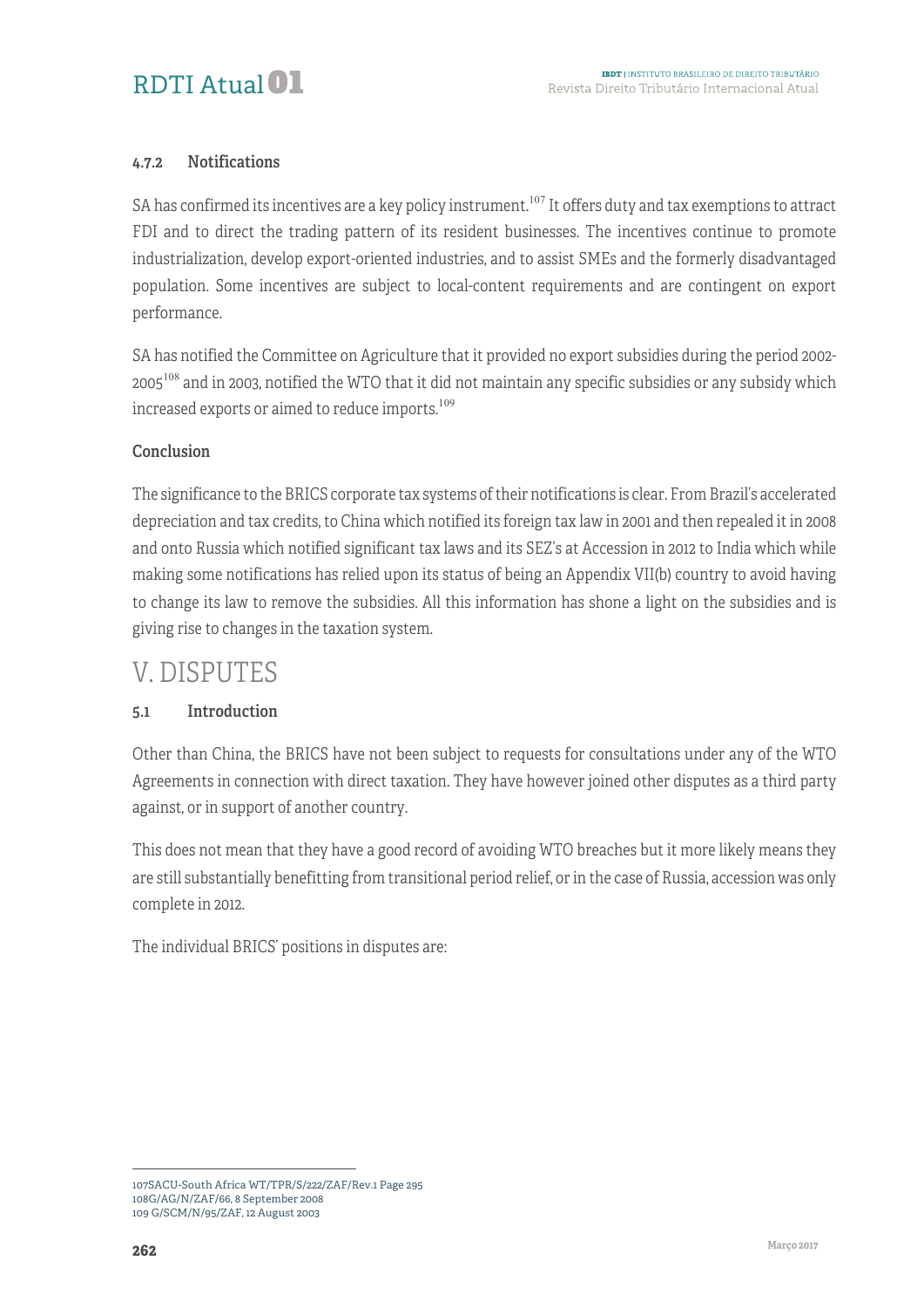#### 4.7.2 Notifications

SA has confirmed its incentives are a key policy instrument.[107] It offers duty and tax exemptions to attract FDI and to direct the trading pattern of its resident businesses. The incentives continue to promote industrialization, develop export-oriented industries, and to assist SMEs and the formerly disadvantaged population. Some incentives are subject to local-content requirements and are contingent on export performance.

SA has notified the Committee on Agriculture that it provided no export subsidies during the period 2002-2005[108] and in 2003, notified the WTO that it did not maintain any specific subsidies or any subsidy which increased exports or aimed to reduce imports.[109]

#### Conclusion

The significance to the BRICS corporate tax systems of their notifications is clear. From Brazil's accelerated depreciation and tax credits, to China which notified its foreign tax law in 2001 and then repealed it in 2008 and onto Russia which notified significant tax laws and its SEZ's at Accession in 2012 to India which while making some notifications has relied upon its status of being an Appendix VII(b) country to avoid having to change its law to remove the subsidies. All this information has shone a light on the subsidies and is giving rise to changes in the taxation system.

## V. DISPUTES

### 5.1 Introduction

Other than China, the BRICS have not been subject to requests for consultations under any of the WTO Agreements in connection with direct taxation. They have however joined other disputes as a third party against, or in support of another country.

This does not mean that they have a good record of avoiding WTO breaches but it more likely means they are still substantially benefitting from transitional period relief, or in the case of Russia, accession was only complete in 2012.

The individual BRICS' positions in disputes are:

---

107SACU-South Africa WT/TPR/S/222/ZAF/Rev.1 Page 295
108G/AG/N/ZAF/66, 8 September 2008
109 G/SCM/N/95/ZAF, 12 August 2003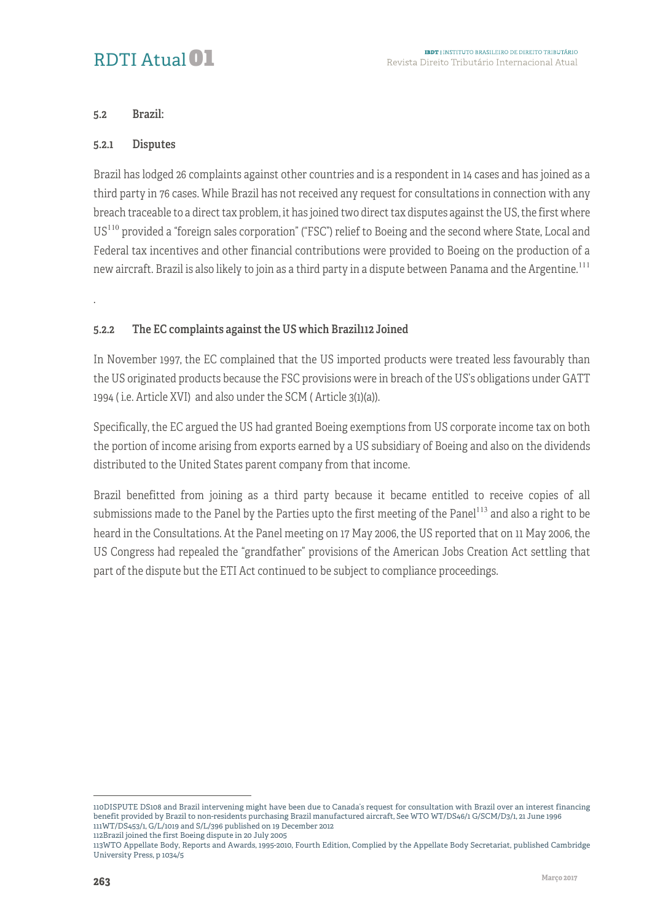### 5.2 Brazil:

#### 5.2.1 Disputes

Brazil has lodged 26 complaints against other countries and is a respondent in 14 cases and has joined as a third party in 76 cases. While Brazil has not received any request for consultations in connection with any breach traceable to a direct tax problem, it has joined two direct tax disputes against the US, the first where US[110] provided a "foreign sales corporation" ("FSC") relief to Boeing and the second where State, Local and Federal tax incentives and other financial contributions were provided to Boeing on the production of a new aircraft. Brazil is also likely to join as a third party in a dispute between Panama and the Argentine.[111]

.

#### 5.2.2 The EC complaints against the US which Brazil112 Joined

In November 1997, the EC complained that the US imported products were treated less favourably than the US originated products because the FSC provisions were in breach of the US's obligations under GATT 1994 ( i.e. Article XVI) and also under the SCM ( Article 3(1)(a)).

Specifically, the EC argued the US had granted Boeing exemptions from US corporate income tax on both the portion of income arising from exports earned by a US subsidiary of Boeing and also on the dividends distributed to the United States parent company from that income.

Brazil benefitted from joining as a third party because it became entitled to receive copies of all submissions made to the Panel by the Parties upto the first meeting of the Panel[113] and also a right to be heard in the Consultations. At the Panel meeting on 17 May 2006, the US reported that on 11 May 2006, the US Congress had repealed the "grandfather" provisions of the American Jobs Creation Act settling that part of the dispute but the ETI Act continued to be subject to compliance proceedings.

---

110DISPUTE DS108 and Brazil intervening might have been due to Canada's request for consultation with Brazil over an interest financing benefit provided by Brazil to non-residents purchasing Brazil manufactured aircraft, See WTO WT/DS46/1 G/SCM/D3/1, 21 June 1996

111WT/DS453/1, G/L/1019 and S/L/396 published on 19 December 2012

112Brazil joined the first Boeing dispute in 20 July 2005

113WTO Appellate Body, Reports and Awards, 1995-2010, Fourth Edition, Complied by the Appellate Body Secretariat, published Cambridge University Press, p 1034/5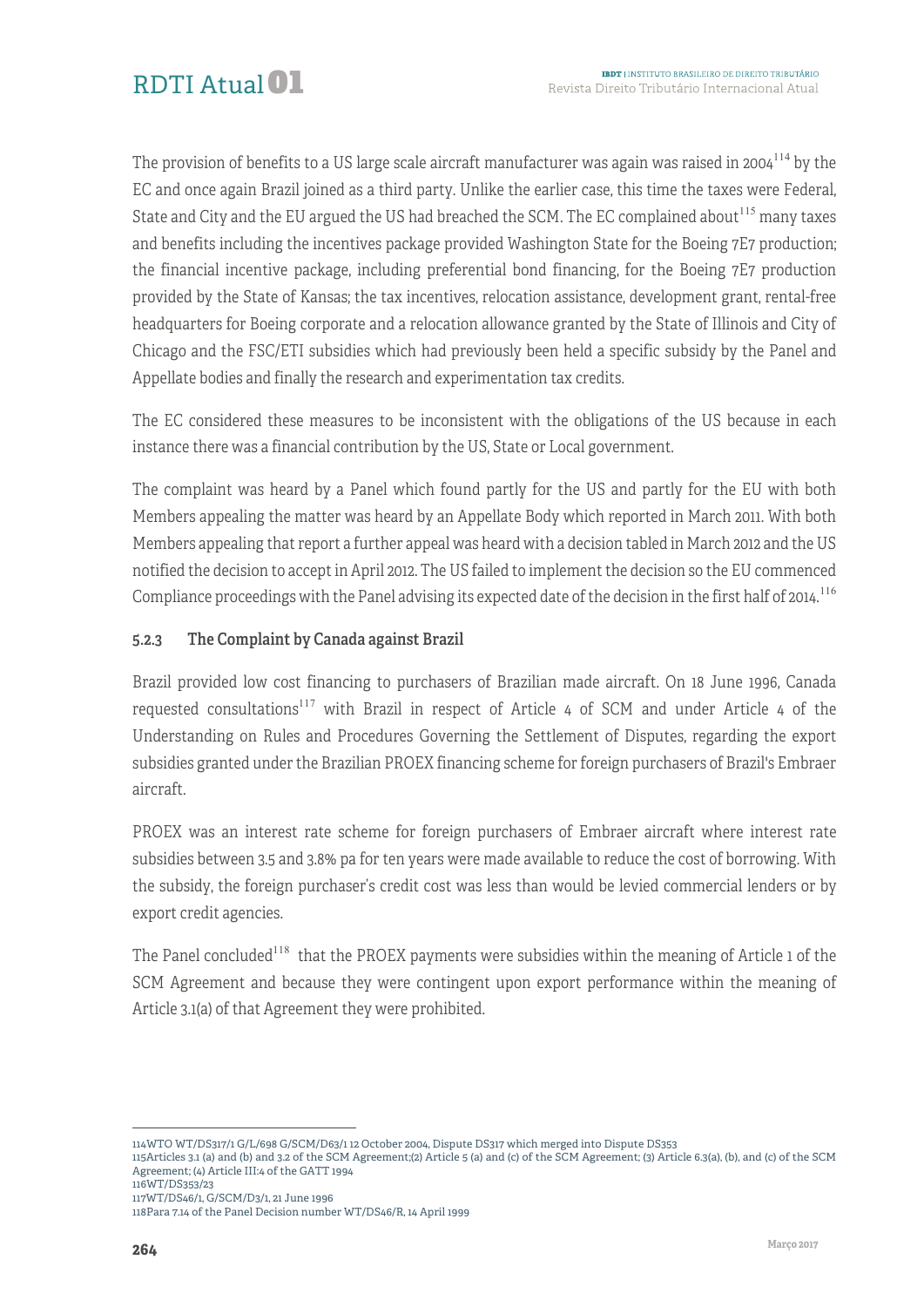The provision of benefits to a US large scale aircraft manufacturer was again was raised in 2004[114] by the EC and once again Brazil joined as a third party. Unlike the earlier case, this time the taxes were Federal, State and City and the EU argued the US had breached the SCM. The EC complained about[115] many taxes and benefits including the incentives package provided Washington State for the Boeing 7E7 production; the financial incentive package, including preferential bond financing, for the Boeing 7E7 production provided by the State of Kansas; the tax incentives, relocation assistance, development grant, rental-free headquarters for Boeing corporate and a relocation allowance granted by the State of Illinois and City of Chicago and the FSC/ETI subsidies which had previously been held a specific subsidy by the Panel and Appellate bodies and finally the research and experimentation tax credits.

The EC considered these measures to be inconsistent with the obligations of the US because in each instance there was a financial contribution by the US, State or Local government.

The complaint was heard by a Panel which found partly for the US and partly for the EU with both Members appealing the matter was heard by an Appellate Body which reported in March 2011. With both Members appealing that report a further appeal was heard with a decision tabled in March 2012 and the US notified the decision to accept in April 2012. The US failed to implement the decision so the EU commenced Compliance proceedings with the Panel advising its expected date of the decision in the first half of 2014.[116]

### 5.2.3 The Complaint by Canada against Brazil

Brazil provided low cost financing to purchasers of Brazilian made aircraft. On 18 June 1996, Canada requested consultations[117] with Brazil in respect of Article 4 of SCM and under Article 4 of the Understanding on Rules and Procedures Governing the Settlement of Disputes, regarding the export subsidies granted under the Brazilian PROEX financing scheme for foreign purchasers of Brazil's Embraer aircraft.

PROEX was an interest rate scheme for foreign purchasers of Embraer aircraft where interest rate subsidies between 3.5 and 3.8% pa for ten years were made available to reduce the cost of borrowing. With the subsidy, the foreign purchaser's credit cost was less than would be levied commercial lenders or by export credit agencies.

The Panel concluded[118] that the PROEX payments were subsidies within the meaning of Article 1 of the SCM Agreement and because they were contingent upon export performance within the meaning of Article 3.1(a) of that Agreement they were prohibited.

---

114WTO WT/DS317/1 G/L/698 G/SCM/D63/1 12 October 2004, Dispute DS317 which merged into Dispute DS353

115Articles 3.1 (a) and (b) and 3.2 of the SCM Agreement;(2) Article 5 (a) and (c) of the SCM Agreement; (3) Article 6.3(a), (b), and (c) of the SCM Agreement; (4) Article III:4 of the GATT 1994

116WT/DS353/23

117WT/DS46/1, G/SCM/D3/1, 21 June 1996

118Para 7.14 of the Panel Decision number WT/DS46/R, 14 April 1999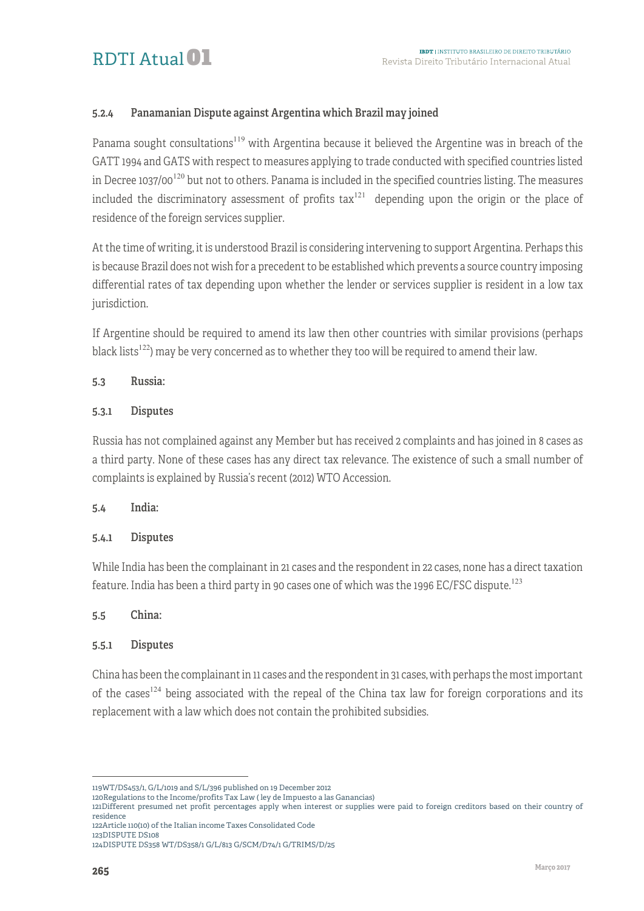#### 5.2.4 Panamanian Dispute against Argentina which Brazil may joined

Panama sought consultations[119] with Argentina because it believed the Argentine was in breach of the GATT 1994 and GATS with respect to measures applying to trade conducted with specified countries listed in Decree 1037/00[120] but not to others. Panama is included in the specified countries listing. The measures included the discriminatory assessment of profits tax[121] depending upon the origin or the place of residence of the foreign services supplier.

At the time of writing, it is understood Brazil is considering intervening to support Argentina. Perhaps this is because Brazil does not wish for a precedent to be established which prevents a source country imposing differential rates of tax depending upon whether the lender or services supplier is resident in a low tax jurisdiction.

If Argentine should be required to amend its law then other countries with similar provisions (perhaps black lists[122]) may be very concerned as to whether they too will be required to amend their law.

### 5.3 Russia:

#### 5.3.1 Disputes

Russia has not complained against any Member but has received 2 complaints and has joined in 8 cases as a third party. None of these cases has any direct tax relevance. The existence of such a small number of complaints is explained by Russia's recent (2012) WTO Accession.

### 5.4 India:

#### 5.4.1 Disputes

While India has been the complainant in 21 cases and the respondent in 22 cases, none has a direct taxation feature. India has been a third party in 90 cases one of which was the 1996 EC/FSC dispute.[123]

### 5.5 China:

#### 5.5.1 Disputes

China has been the complainant in 11 cases and the respondent in 31 cases, with perhaps the most important of the cases[124] being associated with the repeal of the China tax law for foreign corporations and its replacement with a law which does not contain the prohibited subsidies.

---

119WT/DS453/1, G/L/1019 and S/L/396 published on 19 December 2012

120Regulations to the Income/profits Tax Law ( ley de Impuesto a las Ganancias)

121Different presumed net profit percentages apply when interest or supplies were paid to foreign creditors based on their country of residence

122Article 110(10) of the Italian income Taxes Consolidated Code

123DISPUTE DS108

124DISPUTE DS358 WT/DS358/1 G/L/813 G/SCM/D74/1 G/TRIMS/D/25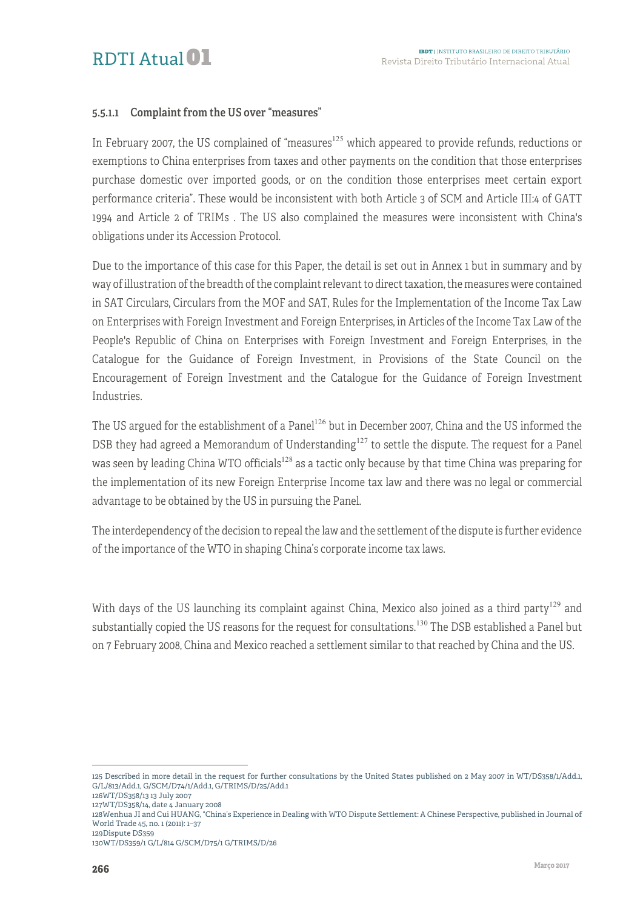#### 5.5.1.1 Complaint from the US over "measures"

In February 2007, the US complained of "measures[125] which appeared to provide refunds, reductions or exemptions to China enterprises from taxes and other payments on the condition that those enterprises purchase domestic over imported goods, or on the condition those enterprises meet certain export performance criteria". These would be inconsistent with both Article 3 of SCM and Article III:4 of GATT 1994 and Article 2 of TRIMs . The US also complained the measures were inconsistent with China's obligations under its Accession Protocol.

Due to the importance of this case for this Paper, the detail is set out in Annex 1 but in summary and by way of illustration of the breadth of the complaint relevant to direct taxation, the measures were contained in SAT Circulars, Circulars from the MOF and SAT, Rules for the Implementation of the Income Tax Law on Enterprises with Foreign Investment and Foreign Enterprises, in Articles of the Income Tax Law of the People's Republic of China on Enterprises with Foreign Investment and Foreign Enterprises, in the Catalogue for the Guidance of Foreign Investment, in Provisions of the State Council on the Encouragement of Foreign Investment and the Catalogue for the Guidance of Foreign Investment Industries.

The US argued for the establishment of a Panel[126] but in December 2007, China and the US informed the DSB they had agreed a Memorandum of Understanding[127] to settle the dispute. The request for a Panel was seen by leading China WTO officials[128] as a tactic only because by that time China was preparing for the implementation of its new Foreign Enterprise Income tax law and there was no legal or commercial advantage to be obtained by the US in pursuing the Panel.

The interdependency of the decision to repeal the law and the settlement of the dispute is further evidence of the importance of the WTO in shaping China's corporate income tax laws.

With days of the US launching its complaint against China, Mexico also joined as a third party[129] and substantially copied the US reasons for the request for consultations.[130] The DSB established a Panel but on 7 February 2008, China and Mexico reached a settlement similar to that reached by China and the US.

---

125 Described in more detail in the request for further consultations by the United States published on 2 May 2007 in WT/DS358/1/Add.1, G/L/813/Add.1, G/SCM/D74/1/Add.1, G/TRIMS/D/25/Add.1

126WT/DS358/13 13 July 2007

127WT/DS358/14, date 4 January 2008

128Wenhua JI and Cui HUANG, "China's Experience in Dealing with WTO Dispute Settlement: A Chinese Perspective, published in Journal of World Trade 45, no. 1 (2011): 1–37

129Dispute DS359

130WT/DS359/1 G/L/814 G/SCM/D75/1 G/TRIMS/D/26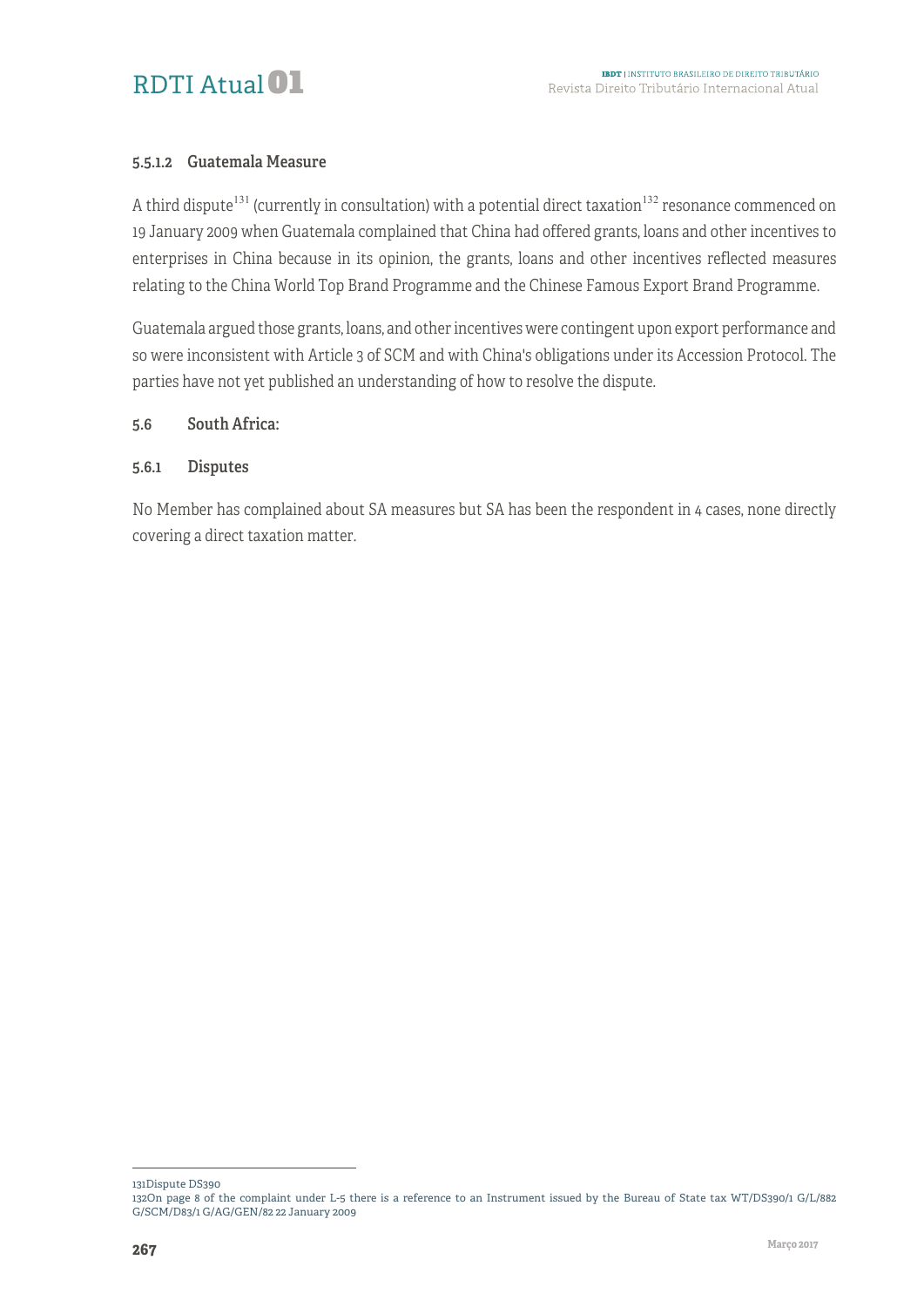#### 5.5.1.2 Guatemala Measure

A third dispute[131] (currently in consultation) with a potential direct taxation[132] resonance commenced on 19 January 2009 when Guatemala complained that China had offered grants, loans and other incentives to enterprises in China because in its opinion, the grants, loans and other incentives reflected measures relating to the China World Top Brand Programme and the Chinese Famous Export Brand Programme.

Guatemala argued those grants, loans, and other incentives were contingent upon export performance and so were inconsistent with Article 3 of SCM and with China's obligations under its Accession Protocol. The parties have not yet published an understanding of how to resolve the dispute.

### 5.6 South Africa:

#### 5.6.1 Disputes

No Member has complained about SA measures but SA has been the respondent in 4 cases, none directly covering a direct taxation matter.

---

131Dispute DS390

132On page 8 of the complaint under L-5 there is a reference to an Instrument issued by the Bureau of State tax WT/DS390/1 G/L/882 G/SCM/D83/1 G/AG/GEN/82 22 January 2009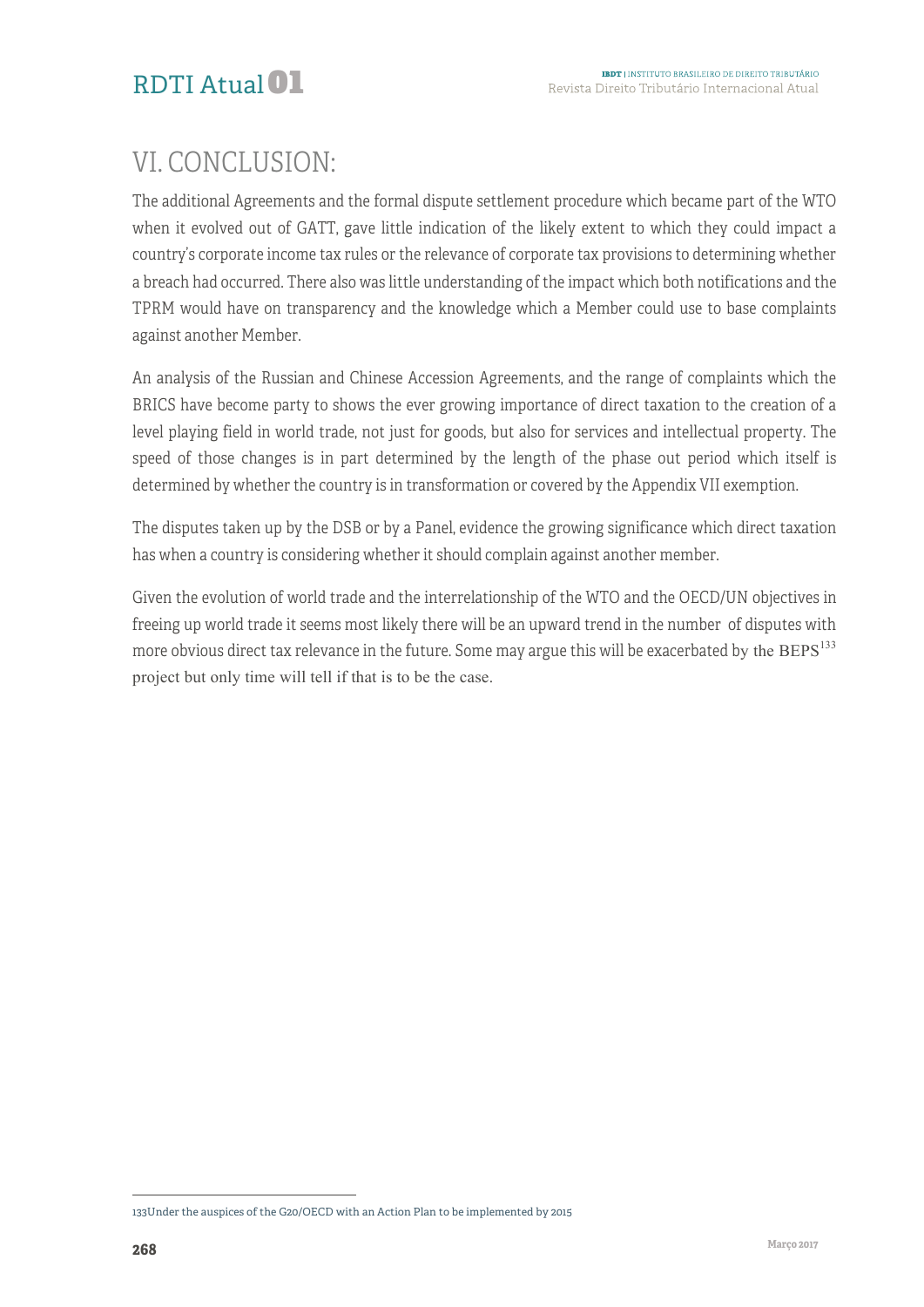## VI. CONCLUSION:

The additional Agreements and the formal dispute settlement procedure which became part of the WTO when it evolved out of GATT, gave little indication of the likely extent to which they could impact a country's corporate income tax rules or the relevance of corporate tax provisions to determining whether a breach had occurred. There also was little understanding of the impact which both notifications and the TPRM would have on transparency and the knowledge which a Member could use to base complaints against another Member.

An analysis of the Russian and Chinese Accession Agreements, and the range of complaints which the BRICS have become party to shows the ever growing importance of direct taxation to the creation of a level playing field in world trade, not just for goods, but also for services and intellectual property. The speed of those changes is in part determined by the length of the phase out period which itself is determined by whether the country is in transformation or covered by the Appendix VII exemption.

The disputes taken up by the DSB or by a Panel, evidence the growing significance which direct taxation has when a country is considering whether it should complain against another member.

Given the evolution of world trade and the interrelationship of the WTO and the OECD/UN objectives in freeing up world trade it seems most likely there will be an upward trend in the number of disputes with more obvious direct tax relevance in the future. Some may argue this will be exacerbated by the BEPS[133] project but only time will tell if that is to be the case.

---

133Under the auspices of the G20/OECD with an Action Plan to be implemented by 2015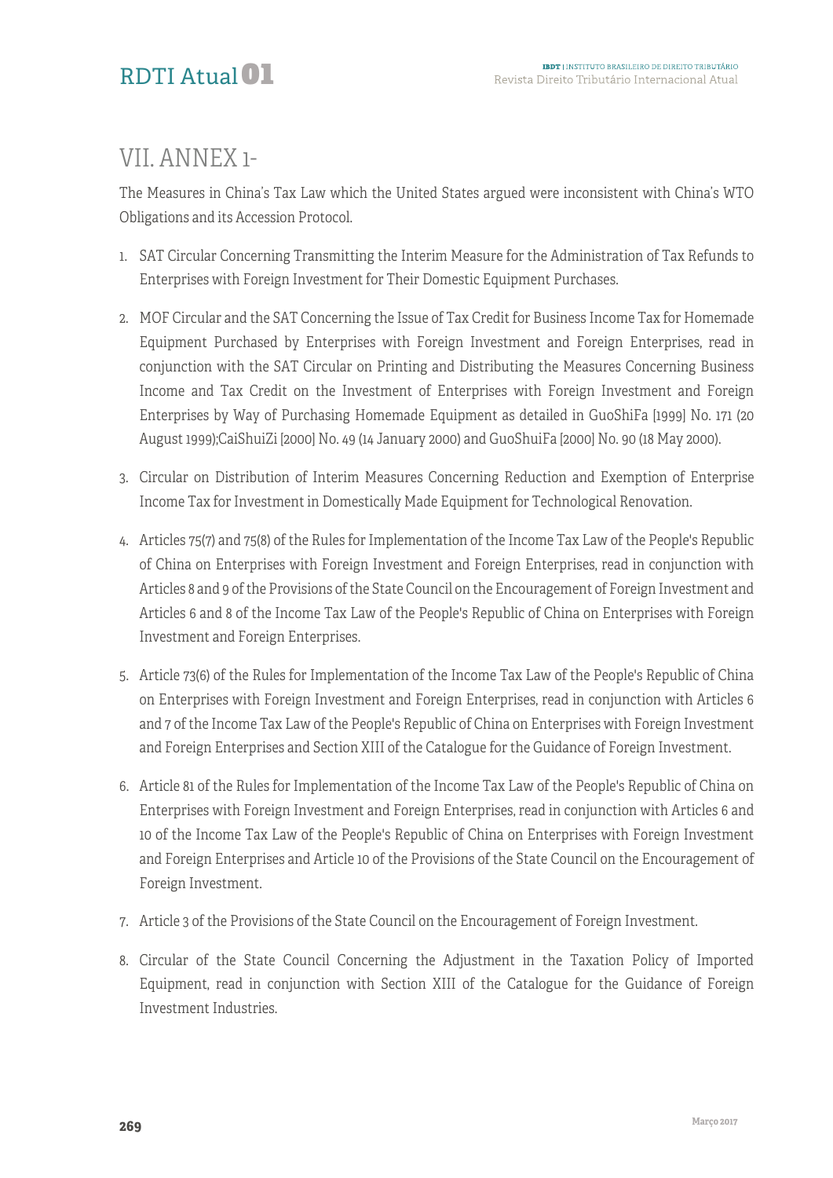## VII. ANNEX 1-

The Measures in China's Tax Law which the United States argued were inconsistent with China's WTO Obligations and its Accession Protocol.

1. SAT Circular Concerning Transmitting the Interim Measure for the Administration of Tax Refunds to Enterprises with Foreign Investment for Their Domestic Equipment Purchases.

2. MOF Circular and the SAT Concerning the Issue of Tax Credit for Business Income Tax for Homemade Equipment Purchased by Enterprises with Foreign Investment and Foreign Enterprises, read in conjunction with the SAT Circular on Printing and Distributing the Measures Concerning Business Income and Tax Credit on the Investment of Enterprises with Foreign Investment and Foreign Enterprises by Way of Purchasing Homemade Equipment as detailed in GuoShiFa [1999] No. 171 (20 August 1999);CaiShuiZi [2000] No. 49 (14 January 2000) and GuoShuiFa [2000] No. 90 (18 May 2000).

3. Circular on Distribution of Interim Measures Concerning Reduction and Exemption of Enterprise Income Tax for Investment in Domestically Made Equipment for Technological Renovation.

4. Articles 75(7) and 75(8) of the Rules for Implementation of the Income Tax Law of the People's Republic of China on Enterprises with Foreign Investment and Foreign Enterprises, read in conjunction with Articles 8 and 9 of the Provisions of the State Council on the Encouragement of Foreign Investment and Articles 6 and 8 of the Income Tax Law of the People's Republic of China on Enterprises with Foreign Investment and Foreign Enterprises.

5. Article 73(6) of the Rules for Implementation of the Income Tax Law of the People's Republic of China on Enterprises with Foreign Investment and Foreign Enterprises, read in conjunction with Articles 6 and 7 of the Income Tax Law of the People's Republic of China on Enterprises with Foreign Investment and Foreign Enterprises and Section XIII of the Catalogue for the Guidance of Foreign Investment.

6. Article 81 of the Rules for Implementation of the Income Tax Law of the People's Republic of China on Enterprises with Foreign Investment and Foreign Enterprises, read in conjunction with Articles 6 and 10 of the Income Tax Law of the People's Republic of China on Enterprises with Foreign Investment and Foreign Enterprises and Article 10 of the Provisions of the State Council on the Encouragement of Foreign Investment.

7. Article 3 of the Provisions of the State Council on the Encouragement of Foreign Investment.

8. Circular of the State Council Concerning the Adjustment in the Taxation Policy of Imported Equipment, read in conjunction with Section XIII of the Catalogue for the Guidance of Foreign Investment Industries.